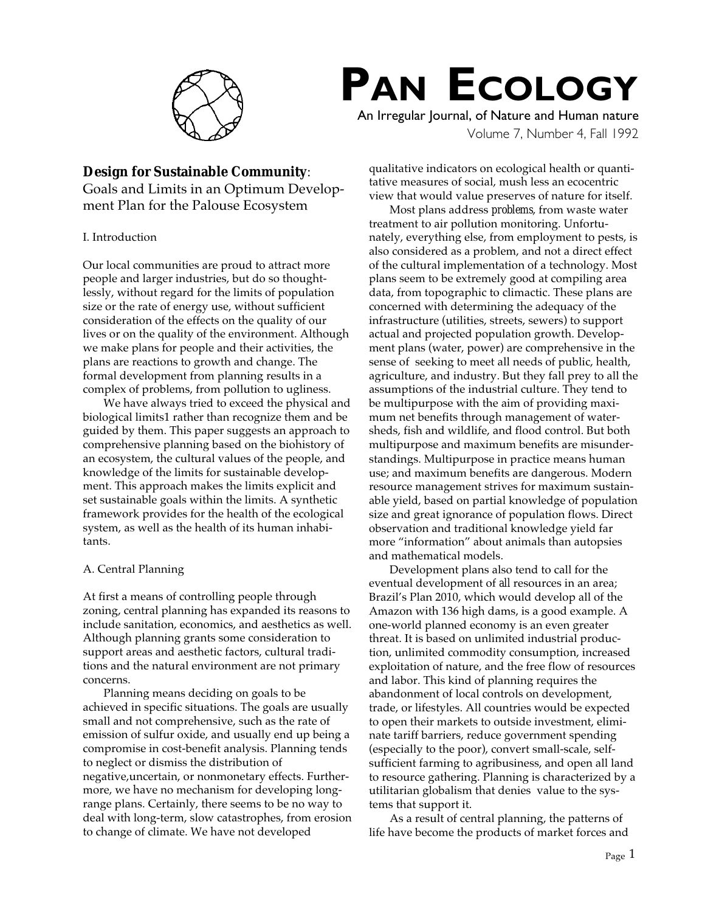# PAN ECOLOGY

An Irregular Journal, of Nature and Human nature

Volume 7, Number 4, Fall 1992

## **Design for Sustainable Community**: Goals and Limits in an Optimum Development Plan for the Palouse Ecosystem

### I. Introduction

Our local communities are proud to attract more people and larger industries, but do so thoughtlessly, without regard for the limits of population size or the rate of energy use, without sufficient consideration of the effects on the quality of our lives or on the quality of the environment. Although we make plans for people and their activities, the plans are reactions to growth and change. The formal development from planning results in a complex of problems, from pollution to ugliness.

We have always tried to exceed the physical and biological limits1 rather than recognize them and be guided by them. This paper suggests an approach to comprehensive planning based on the biohistory of an ecosystem, the cultural values of the people, and knowledge of the limits for sustainable development. This approach makes the limits explicit and set sustainable goals within the limits. A synthetic framework provides for the health of the ecological system, as well as the health of its human inhabitants.

#### A. Central Planning

At first a means of controlling people through zoning, central planning has expanded its reasons to include sanitation, economics, and aesthetics as well. Although planning grants some consideration to support areas and aesthetic factors, cultural traditions and the natural environment are not primary concerns.

Planning means deciding on goals to be achieved in specific situations. The goals are usually small and not comprehensive, such as the rate of emission of sulfur oxide, and usually end up being a compromise in cost-benefit analysis. Planning tends to neglect or dismiss the distribution of negative,uncertain, or nonmonetary effects. Furthermore, we have no mechanism for developing long-range plans. Certainly, there seems to be no way to deal with long-term, slow catastrophes, from erosion to change of climate. We have not developed qualitative indicators on ecological health or quantitative measures of social, mush less an ecocentric view that would value preserves of nature for itself.

Most plans address *problems*, from waste water treatment to air pollution monitoring. Unfortunately, everything else, from employment to pests, is also considered as a problem, and not a direct effect of the cultural implementation of a technology. Most plans seem to be extremely good at compiling area data, from topographic to climactic. These plans are concerned with determining the adequacy of the infrastructure (utilities, streets, sewers) to support actual and projected population growth. Development plans (water, power) are comprehensive in the sense of seeking to meet all needs of public, health, agriculture, and industry. But they fall prey to all the assumptions of the industrial culture. They tend to be multipurpose with the aim of providing maximum net benefits through management of watersheds, fish and wildlife, and flood control. But both multipurpose and maximum benefits are misunderstandings. Multipurpose in practice means human use; and maximum benefits are dangerous. Modern resource management strives for maximum sustainable yield, based on partial knowledge of population size and great ignorance of population flows. Direct observation and traditional knowledge yield far more "information" about animals than autopsies and mathematical models.

Development plans also tend to call for the eventual development of *all* resources in an area; Brazil's Plan 2010, which would develop all of the Amazon with 136 high dams, is a good example. A one-world planned economy is an even greater threat. It is based on unlimited industrial production, unlimited commodity consumption, increased exploitation of nature, and the free flow of resources and labor. This kind of planning requires the abandonment of local controls on development, trade, or lifestyles. All countries would be expected to open their markets to outside investment, eliminate tariff barriers, reduce government spending (especially to the poor), convert small-scale, self-sufficient farming to agribusiness, and open all land to resource gathering. Planning is characterized by a utilitarian globalism that denies value to the systems that support it.

As a result of central planning, the patterns of life have become the products of market forces and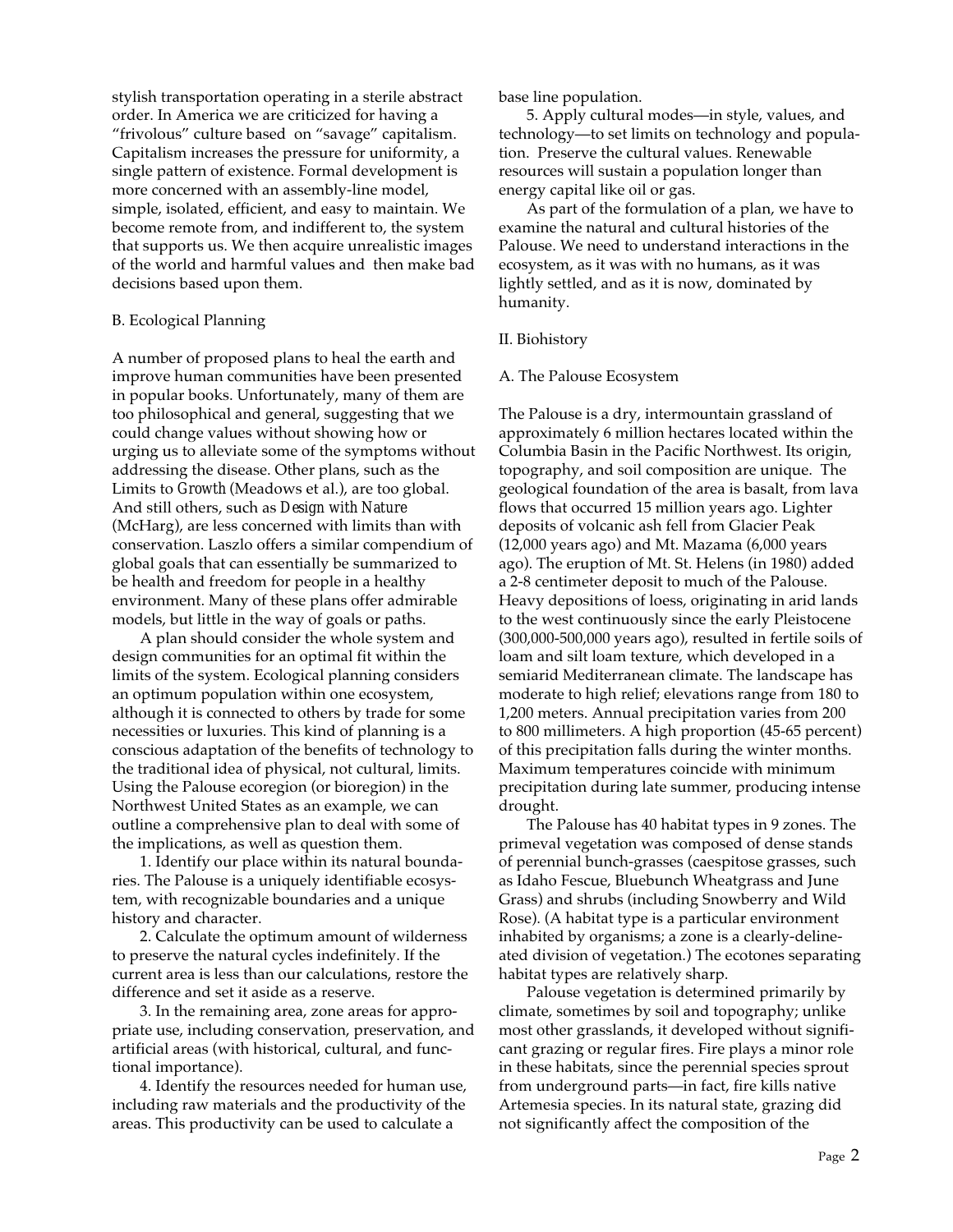stylish transportation operating in a sterile abstract order. In America we are criticized for having a "frivolous" culture based on "savage" capitalism. Capitalism increases the pressure for uniformity, a single pattern of existence. Formal development is more concerned with an assembly-line model, simple, isolated, efficient, and easy to maintain. We become remote from, and indifferent to, the system that supports us. We then acquire unrealistic images of the world and harmful values and then make bad decisions based upon them.

B. Ecological Planning

A number of proposed plans to heal the earth and improve human communities have been presented in popular books. Unfortunately, many of them are too philosophical and general, suggesting that we could change values without showing how or urging us to alleviate some of the symptoms without addressing the disease. Other plans, such as the Limits to *Growth* (Meadows et al.), are too global. And still others, such as *Design with Nature* (McHarg), are less concerned with limits than with conservation. Laszlo offers a similar compendium of global goals that can essentially be summarized to be health and freedom for people in a healthy environment. Many of these plans offer admirable models, but little in the way of goals or paths.

A plan should consider the whole system and design communities for an optimal fit within the limits of the system. Ecological planning considers an optimum population within one ecosystem, although it is connected to others by trade for some necessities or luxuries. This kind of planning is a conscious adaptation of the benefits of technology to the traditional idea of physical, not cultural, limits. Using the Palouse ecoregion (or bioregion) in the Northwest United States as an example, we can outline a comprehensive plan to deal with some of the implications, as well as question them.

1. Identify our place within its natural boundaries. The Palouse is a uniquely identifiable ecosystem, with recognizable boundaries and a unique history and character.

2. Calculate the optimum amount of wilderness to preserve the natural cycles indefinitely. If the current area is less than our calculations, restore the difference and set it aside as a reserve.

3. In the remaining area, zone areas for appropriate use, including conservation, preservation, and artificial areas (with historical, cultural, and functional importance).

4. Identify the resources needed for human use, including raw materials and the productivity of the areas. This productivity can be used to calculate a base line population.

5. Apply cultural modes—in style, values, and technology—to set limits on technology and population. Preserve the cultural values. Renewable resources will sustain a population longer than energy capital like oil or gas.

As part of the formulation of a plan, we have to examine the natural and cultural histories of the Palouse. We need to understand interactions in the ecosystem, as it was with no humans, as it was lightly settled, and as it is now, dominated by humanity.

II. Biohistory

A. The Palouse Ecosystem

The Palouse is a dry, intermountain grassland of approximately 6 million hectares located within the Columbia Basin in the Pacific Northwest. Its origin, topography, and soil composition are unique. The geological foundation of the area is basalt, from lava flows that occurred 15 million years ago. Lighter deposits of volcanic ash fell from Glacier Peak (12,000 years ago) and Mt. Mazama (6,000 years ago). The eruption of Mt. St. Helens (in 1980) added a 2-8 centimeter deposit to much of the Palouse. Heavy depositions of loess, originating in arid lands to the west continuously since the early Pleistocene (300,000-500,000 years ago), resulted in fertile soils of loam and silt loam texture, which developed in a semiarid Mediterranean climate. The landscape has moderate to high relief; elevations range from 180 to 1,200 meters. Annual precipitation varies from 200 to 800 millimeters. A high proportion (45-65 percent) of this precipitation falls during the winter months. Maximum temperatures coincide with minimum precipitation during late summer, producing intense drought.

The Palouse has 40 habitat types in 9 zones. The primeval vegetation was composed of dense stands of perennial bunch-grasses (caespitose grasses, such as Idaho Fescue, Bluebunch Wheatgrass and June Grass) and shrubs (including Snowberry and Wild Rose). (A habitat type is a particular environment inhabited by organisms; a zone is a clearly-delineated division of vegetation.) The ecotones separating habitat types are relatively sharp.

Palouse vegetation is determined primarily by climate, sometimes by soil and topography; unlike most other grasslands, it developed without significant grazing or regular fires. Fire plays a minor role in these habitats, since the perennial species sprout from underground parts—in fact, fire kills native Artemesia species. In its natural state, grazing did not significantly affect the composition of the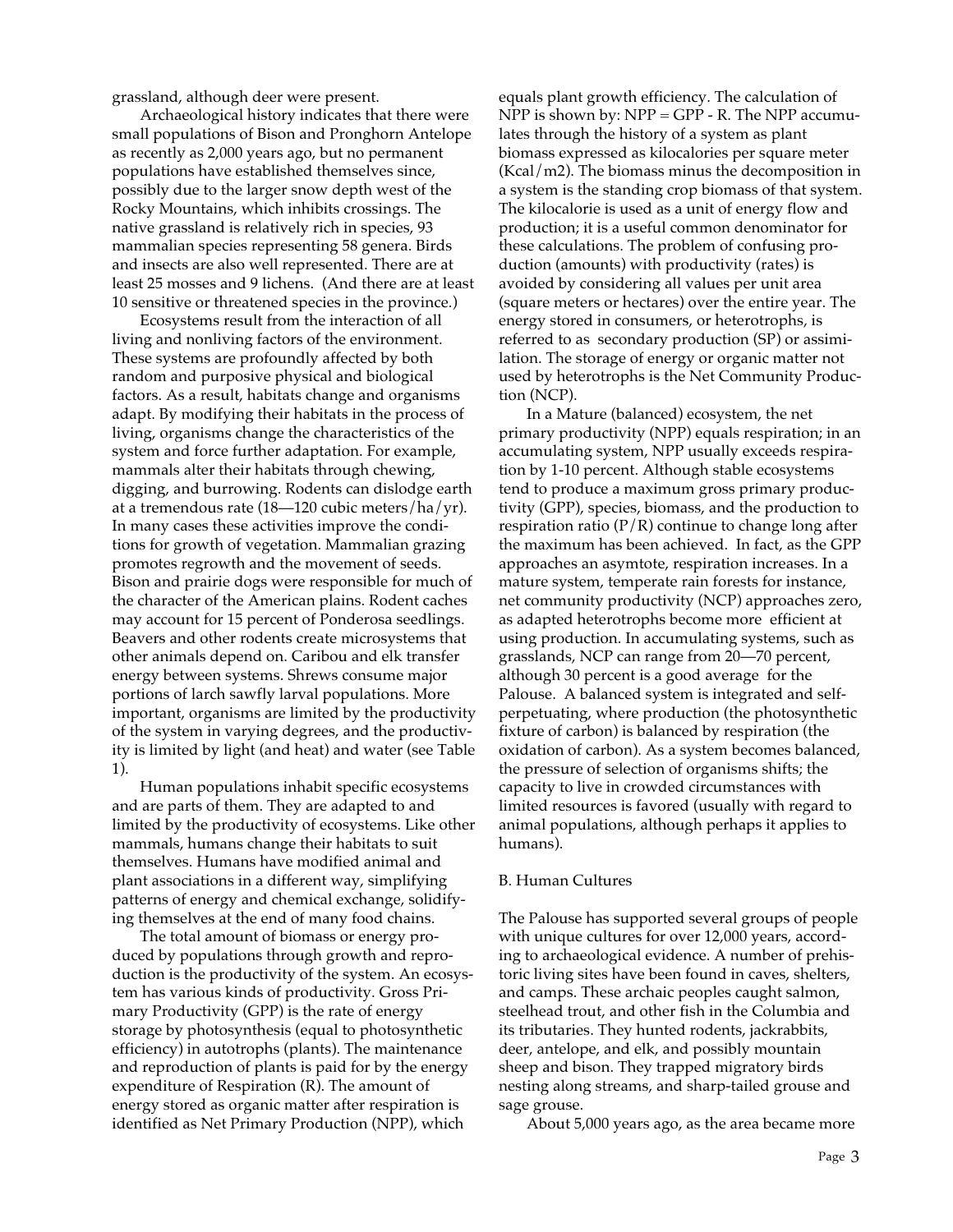grassland, although deer were present.

Archaeological history indicates that there were small populations of Bison and Pronghorn Antelope as recently as 2,000 years ago, but no permanent populations have established themselves since, possibly due to the larger snow depth west of the Rocky Mountains, which inhibits crossings. The native grassland is relatively rich in species, 93 mammalian species representing 58 genera. Birds and insects are also well represented. There are at least 25 mosses and 9 lichens. (And there are at least 10 sensitive or threatened species in the province.)

Ecosystems result from the interaction of all living and nonliving factors of the environment. These systems are profoundly affected by both random and purposive physical and biological factors. As a result, habitats change and organisms adapt. By modifying their habitats in the process of living, organisms change the characteristics of the system and force further adaptation. For example, mammals alter their habitats through chewing, digging, and burrowing. Rodents can dislodge earth at a tremendous rate (18—120 cubic meters/ha/yr). In many cases these activities improve the conditions for growth of vegetation. Mammalian grazing promotes regrowth and the movement of seeds. Bison and prairie dogs were responsible for much of the character of the American plains. Rodent caches may account for 15 percent of Ponderosa seedlings. Beavers and other rodents create microsystems that other animals depend on. Caribou and elk transfer energy between systems. Shrews consume major portions of larch sawfly larval populations. More important, organisms are limited by the productivity of the system in varying degrees, and the productivity is limited by light (and heat) and water (see Table 1).

Human populations inhabit specific ecosystems and are parts of them. They are adapted to and limited by the productivity of ecosystems. Like other mammals, humans change their habitats to suit themselves. Humans have modified animal and plant associations in a different way, simplifying patterns of energy and chemical exchange, solidifying themselves at the end of many food chains.

The total amount of biomass or energy produced by populations through growth and reproduction is the productivity of the system. An ecosystem has various kinds of productivity. Gross Primary Productivity (GPP) is the rate of energy storage by photosynthesis (equal to photosynthetic efficiency) in autotrophs (plants). The maintenance and reproduction of plants is paid for by the energy expenditure of Respiration (R). The amount of energy stored as organic matter after respiration is identified as Net Primary Production (NPP), which equals plant growth efficiency. The calculation of NPP is shown by: NPP = GPP - R. The NPP accumulates through the history of a system as plant biomass expressed as kilocalories per square meter (Kcal/m2). The biomass minus the decomposition in a system is the standing crop biomass of that system. The kilocalorie is used as a unit of energy flow and production; it is a useful common denominator for these calculations. The problem of confusing production (amounts) with productivity (rates) is avoided by considering all values per unit area (square meters or hectares) over the entire year. The energy stored in consumers, or heterotrophs, is referred to as secondary production (SP) or assimilation. The storage of energy or organic matter not used by heterotrophs is the Net Community Production (NCP).

In a Mature (balanced) ecosystem, the net primary productivity (NPP) equals respiration; in an accumulating system, NPP usually exceeds respiration by 1-10 percent. Although stable ecosystems tend to produce a maximum gross primary productivity (GPP), species, biomass, and the production to respiration ratio (P/R) continue to change long after the maximum has been achieved. In fact, as the GPP approaches an asymtote, respiration increases. In a mature system, temperate rain forests for instance, net community productivity (NCP) approaches zero, as adapted heterotrophs become more efficient at using production. In accumulating systems, such as grasslands, NCP can range from 20—70 percent, although 30 percent is a good average for the Palouse. A balanced system is integrated and self-perpetuating, where production (the photosynthetic fixture of carbon) is balanced by respiration (the oxidation of carbon). As a system becomes balanced, the pressure of selection of organisms shifts; the capacity to live in crowded circumstances with limited resources is favored (usually with regard to animal populations, although perhaps it applies to humans).

## B. Human Cultures

The Palouse has supported several groups of people with unique cultures for over 12,000 years, according to archaeological evidence. A number of prehistoric living sites have been found in caves, shelters, and camps. These archaic peoples caught salmon, steelhead trout, and other fish in the Columbia and its tributaries. They hunted rodents, jackrabbits, deer, antelope, and elk, and possibly mountain sheep and bison. They trapped migratory birds nesting along streams, and sharp-tailed grouse and sage grouse.

About 5,000 years ago, as the area became more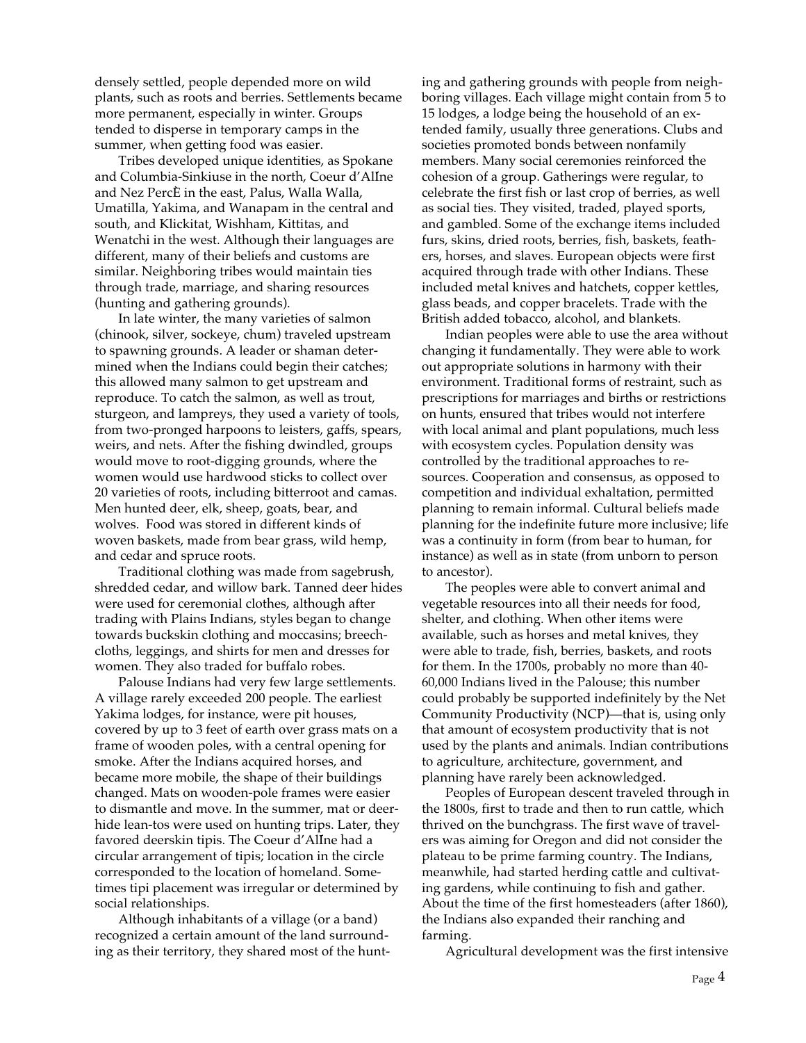densely settled, people depended more on wild plants, such as roots and berries. Settlements became more permanent, especially in winter. Groups tended to disperse in temporary camps in the summer, when getting food was easier.

Tribes developed unique identities, as Spokane and Columbia-Sinkiuse in the north, Coeur d'AlÎne and Nez PercÈ in the east, Palus, Walla Walla, Umatilla, Yakima, and Wanapam in the central and south, and Klickitat, Wishham, Kittitas, and Wenatchi in the west. Although their languages are different, many of their beliefs and customs are similar. Neighboring tribes would maintain ties through trade, marriage, and sharing resources (hunting and gathering grounds).

In late winter, the many varieties of salmon (chinook, silver, sockeye, chum) traveled upstream to spawning grounds. A leader or shaman determined when the Indians could begin their catches; this allowed many salmon to get upstream and reproduce. To catch the salmon, as well as trout, sturgeon, and lampreys, they used a variety of tools, from two-pronged harpoons to leisters, gaffs, spears, weirs, and nets. After the fishing dwindled, groups would move to root-digging grounds, where the women would use hardwood sticks to collect over 20 varieties of roots, including bitterroot and camas. Men hunted deer, elk, sheep, goats, bear, and wolves. Food was stored in different kinds of woven baskets, made from bear grass, wild hemp, and cedar and spruce roots.

Traditional clothing was made from sagebrush, shredded cedar, and willow bark. Tanned deer hides were used for ceremonial clothes, although after trading with Plains Indians, styles began to change towards buckskin clothing and moccasins; breechcloths, leggings, and shirts for men and dresses for women. They also traded for buffalo robes.

Palouse Indians had very few large settlements. A village rarely exceeded 200 people. The earliest Yakima lodges, for instance, were pit houses, covered by up to 3 feet of earth over grass mats on a frame of wooden poles, with a central opening for smoke. After the Indians acquired horses, and became more mobile, the shape of their buildings changed. Mats on wooden-pole frames were easier to dismantle and move. In the summer, mat or deerhide lean-tos were used on hunting trips. Later, they favored deerskin tipis. The Coeur d'AlÎne had a circular arrangement of tipis; location in the circle corresponded to the location of homeland. Sometimes tipi placement was irregular or determined by social relationships.

Although inhabitants of a village (or a band) recognized a certain amount of the land surrounding as their territory, they shared most of the hunting and gathering grounds with people from neighboring villages. Each village might contain from 5 to 15 lodges, a lodge being the household of an extended family, usually three generations. Clubs and societies promoted bonds between nonfamily members. Many social ceremonies reinforced the cohesion of a group. Gatherings were regular, to celebrate the first fish or last crop of berries, as well as social ties. They visited, traded, played sports, and gambled. Some of the exchange items included furs, skins, dried roots, berries, fish, baskets, feathers, horses, and slaves. European objects were first acquired through trade with other Indians. These included metal knives and hatchets, copper kettles, glass beads, and copper bracelets. Trade with the British added tobacco, alcohol, and blankets.

Indian peoples were able to use the area without changing it fundamentally. They were able to work out appropriate solutions in harmony with their environment. Traditional forms of restraint, such as prescriptions for marriages and births or restrictions on hunts, ensured that tribes would not interfere with local animal and plant populations, much less with ecosystem cycles. Population density was controlled by the traditional approaches to resources. Cooperation and consensus, as opposed to competition and individual exhaltation, permitted planning to remain informal. Cultural beliefs made planning for the indefinite future more inclusive; life was a continuity in form (from bear to human, for instance) as well as in state (from unborn to person to ancestor).

The peoples were able to convert animal and vegetable resources into all their needs for food, shelter, and clothing. When other items were available, such as horses and metal knives, they were able to trade, fish, berries, baskets, and roots for them. In the 1700s, probably no more than 40-60,000 Indians lived in the Palouse; this number could probably be supported indefinitely by the Net Community Productivity (NCP)—that is, using only that amount of ecosystem productivity that is not used by the plants and animals. Indian contributions to agriculture, architecture, government, and planning have rarely been acknowledged.

Peoples of European descent traveled through in the 1800s, first to trade and then to run cattle, which thrived on the bunchgrass. The first wave of travelers was aiming for Oregon and did not consider the plateau to be prime farming country. The Indians, meanwhile, had started herding cattle and cultivating gardens, while continuing to fish and gather. About the time of the first homesteaders (after 1860), the Indians also expanded their ranching and farming.

Agricultural development was the first intensive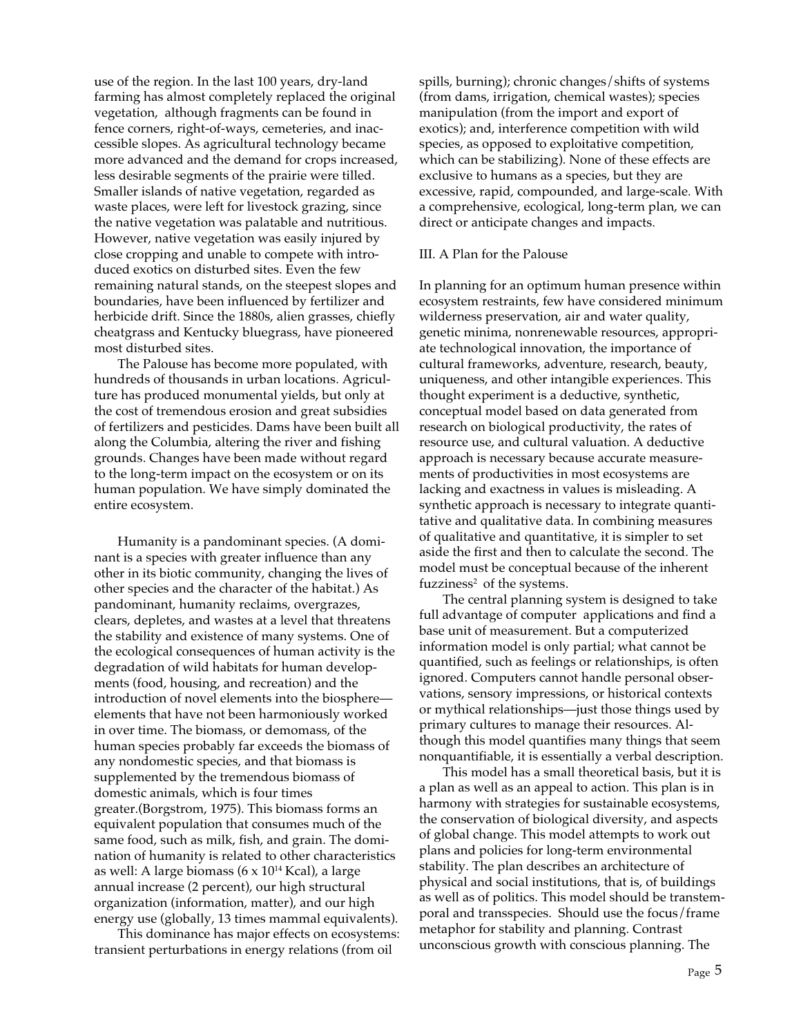use of the region. In the last 100 years, dry-land farming has almost completely replaced the original vegetation, although fragments can be found in fence corners, right-of-ways, cemeteries, and inaccessible slopes. As agricultural technology became more advanced and the demand for crops increased, less desirable segments of the prairie were tilled. Smaller islands of native vegetation, regarded as waste places, were left for livestock grazing, since the native vegetation was palatable and nutritious. However, native vegetation was easily injured by close cropping and unable to compete with introduced exotics on disturbed sites. Even the few remaining natural stands, on the steepest slopes and boundaries, have been influenced by fertilizer and herbicide drift. Since the 1880s, alien grasses, chiefly cheatgrass and Kentucky bluegrass, have pioneered most disturbed sites.

The Palouse has become more populated, with hundreds of thousands in urban locations. Agriculture has produced monumental yields, but only at the cost of tremendous erosion and great subsidies of fertilizers and pesticides. Dams have been built all along the Columbia, altering the river and fishing grounds. Changes have been made without regard to the long-term impact on the ecosystem or on its human population. We have simply dominated the entire ecosystem.

Humanity is a pandominant species. (A dominant is a species with greater influence than any other in its biotic community, changing the lives of other species and the character of the habitat.) As pandominant, humanity reclaims, overgrazes, clears, depletes, and wastes at a level that threatens the stability and existence of many systems. One of the ecological consequences of human activity is the degradation of wild habitats for human developments (food, housing, and recreation) and the introduction of novel elements into the biosphere—elements that have not been harmoniously worked in over time. The biomass, or demomass, of the human species probably far exceeds the biomass of any nondomestic species, and that biomass is supplemented by the tremendous biomass of domestic animals, which is four times greater.(Borgstrom, 1975). This biomass forms an equivalent population that consumes much of the same food, such as milk, fish, and grain. The domination of humanity is related to other characteristics as well: A large biomass ($6 \times 10^{14}$ Kcal), a large annual increase (2 percent), our high structural organization (information, matter), and our high energy use (globally, 13 times mammal equivalents).

This dominance has major effects on ecosystems: transient perturbations in energy relations (from oil spills, burning); chronic changes/shifts of systems (from dams, irrigation, chemical wastes); species manipulation (from the import and export of exotics); and, interference competition with wild species, as opposed to exploitative competition, which can be stabilizing). None of these effects are exclusive to humans as a species, but they are excessive, rapid, compounded, and large-scale. With a comprehensive, ecological, long-term plan, we can direct or anticipate changes and impacts.

## III. A Plan for the Palouse

In planning for an optimum human presence within ecosystem restraints, few have considered minimum wilderness preservation, air and water quality, genetic minima, nonrenewable resources, appropriate technological innovation, the importance of cultural frameworks, adventure, research, beauty, uniqueness, and other intangible experiences. This thought experiment is a deductive, synthetic, conceptual model based on data generated from research on biological productivity, the rates of resource use, and cultural valuation. A deductive approach is necessary because accurate measurements of productivities in most ecosystems are lacking and exactness in values is misleading. A synthetic approach is necessary to integrate quantitative and qualitative data. In combining measures of qualitative and quantitative, it is simpler to set aside the first and then to calculate the second. The model must be conceptual because of the inherent fuzziness[2] of the systems.

The central planning system is designed to take full advantage of computer applications and find a base unit of measurement. But a computerized information model is only partial; what cannot be quantified, such as feelings or relationships, is often ignored. Computers cannot handle personal observations, sensory impressions, or historical contexts or mythical relationships—just those things used by primary cultures to manage their resources. Although this model quantifies many things that seem nonquantifiable, it is essentially a verbal description.

This model has a small theoretical basis, but it is a plan as well as an appeal to action. This plan is in harmony with strategies for sustainable ecosystems, the conservation of biological diversity, and aspects of global change. This model attempts to work out plans and policies for long-term environmental stability. The plan describes an architecture of physical and social institutions, that is, of buildings as well as of politics. This model should be transtemporal and transspecies. Should use the focus/frame metaphor for stability and planning. Contrast unconscious growth with conscious planning. The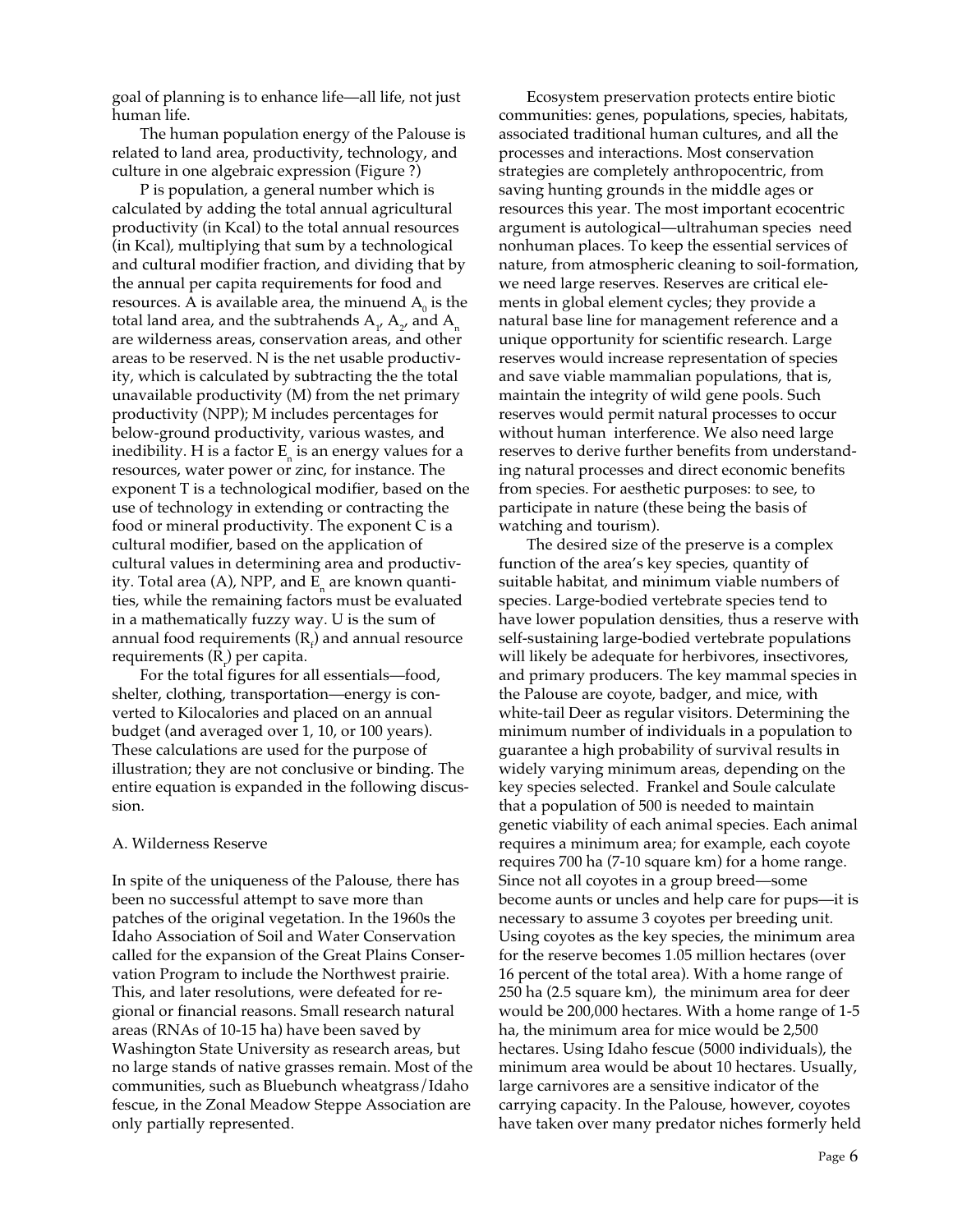goal of planning is to enhance life—all life, not just human life.

The human population energy of the Palouse is related to land area, productivity, technology, and culture in one algebraic expression (Figure ?)

P is population, a general number which is calculated by adding the total annual agricultural productivity (in Kcal) to the total annual resources (in Kcal), multiplying that sum by a technological and cultural modifier fraction, and dividing that by the annual per capita requirements for food and resources. A is available area, the minuend $A_0$ is the total land area, and the subtrahends $A_1$, $A_2$, and $A_n$ are wilderness areas, conservation areas, and other areas to be reserved. N is the net usable productivity, which is calculated by subtracting the the total unavailable productivity (M) from the net primary productivity (NPP); M includes percentages for below-ground productivity, various wastes, and inedibility. H is a factor $E_n$ is an energy values for a resources, water power or zinc, for instance. The exponent T is a technological modifier, based on the use of technology in extending or contracting the food or mineral productivity. The exponent C is a cultural modifier, based on the application of cultural values in determining area and productivity. Total area (A), NPP, and $E_n$ are known quantities, while the remaining factors must be evaluated in a mathematically fuzzy way. U is the sum of annual food requirements ($R_f$) and annual resource requirements ($R_r$) per capita.

For the total figures for all essentials—food, shelter, clothing, transportation—energy is converted to Kilocalories and placed on an annual budget (and averaged over 1, 10, or 100 years). These calculations are used for the purpose of illustration; they are not conclusive or binding. The entire equation is expanded in the following discussion.

A. Wilderness Reserve

In spite of the uniqueness of the Palouse, there has been no successful attempt to save more than patches of the original vegetation. In the 1960s the Idaho Association of Soil and Water Conservation called for the expansion of the Great Plains Conservation Program to include the Northwest prairie. This, and later resolutions, were defeated for regional or financial reasons. Small research natural areas (RNAs of 10-15 ha) have been saved by Washington State University as research areas, but no large stands of native grasses remain. Most of the communities, such as Bluebunch wheatgrass/Idaho fescue, in the Zonal Meadow Steppe Association are only partially represented.

Ecosystem preservation protects entire biotic communities: genes, populations, species, habitats, associated traditional human cultures, and all the processes and interactions. Most conservation strategies are completely anthropocentric, from saving hunting grounds in the middle ages or resources this year. The most important ecocentric argument is autological—ultrahuman species need nonhuman places. To keep the essential services of nature, from atmospheric cleaning to soil-formation, we need large reserves. Reserves are critical elements in global element cycles; they provide a natural base line for management reference and a unique opportunity for scientific research. Large reserves would increase representation of species and save viable mammalian populations, that is, maintain the integrity of wild gene pools. Such reserves would permit natural processes to occur without human interference. We also need large reserves to derive further benefits from understanding natural processes and direct economic benefits from species. For aesthetic purposes: to see, to participate in nature (these being the basis of watching and tourism).

The desired size of the preserve is a complex function of the area's key species, quantity of suitable habitat, and minimum viable numbers of species. Large-bodied vertebrate species tend to have lower population densities, thus a reserve with self-sustaining large-bodied vertebrate populations will likely be adequate for herbivores, insectivores, and primary producers. The key mammal species in the Palouse are coyote, badger, and mice, with white-tail Deer as regular visitors. Determining the minimum number of individuals in a population to guarantee a high probability of survival results in widely varying minimum areas, depending on the key species selected. Frankel and Soule calculate that a population of 500 is needed to maintain genetic viability of each animal species. Each animal requires a minimum area; for example, each coyote requires 700 ha (7-10 square km) for a home range. Since not all coyotes in a group breed—some become aunts or uncles and help care for pups—it is necessary to assume 3 coyotes per breeding unit. Using coyotes as the key species, the minimum area for the reserve becomes 1.05 million hectares (over 16 percent of the total area). With a home range of 250 ha (2.5 square km), the minimum area for deer would be 200,000 hectares. With a home range of 1-5 ha, the minimum area for mice would be 2,500 hectares. Using Idaho fescue (5000 individuals), the minimum area would be about 10 hectares. Usually, large carnivores are a sensitive indicator of the carrying capacity. In the Palouse, however, coyotes have taken over many predator niches formerly held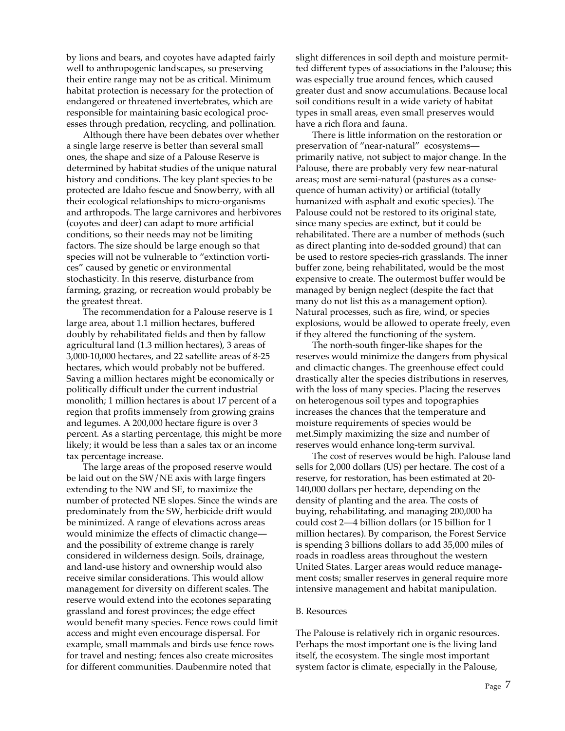by lions and bears, and coyotes have adapted fairly well to anthropogenic landscapes, so preserving their entire range may not be as critical. Minimum habitat protection is necessary for the protection of endangered or threatened invertebrates, which are responsible for maintaining basic ecological processes through predation, recycling, and pollination.

Although there have been debates over whether a single large reserve is better than several small ones, the shape and size of a Palouse Reserve is determined by habitat studies of the unique natural history and conditions. The key plant species to be protected are Idaho fescue and Snowberry, with all their ecological relationships to micro-organisms and arthropods. The large carnivores and herbivores (coyotes and deer) can adapt to more artificial conditions, so their needs may not be limiting factors. The size should be large enough so that species will not be vulnerable to "extinction vortices" caused by genetic or environmental stochasticity. In this reserve, disturbance from farming, grazing, or recreation would probably be the greatest threat.

The recommendation for a Palouse reserve is 1 large area, about 1.1 million hectares, buffered doubly by rehabilitated fields and then by fallow agricultural land (1.3 million hectares), 3 areas of 3,000-10,000 hectares, and 22 satellite areas of 8-25 hectares, which would probably not be buffered. Saving a million hectares might be economically or politically difficult under the current industrial monolith; 1 million hectares is about 17 percent of a region that profits immensely from growing grains and legumes. A 200,000 hectare figure is over 3 percent. As a starting percentage, this might be more likely; it would be less than a sales tax or an income tax percentage increase.

The large areas of the proposed reserve would be laid out on the SW/NE axis with large fingers extending to the NW and SE, to maximize the number of protected NE slopes. Since the winds are predominately from the SW, herbicide drift would be minimized. A range of elevations across areas would minimize the effects of climactic change—and the possibility of extreme change is rarely considered in wilderness design. Soils, drainage, and land-use history and ownership would also receive similar considerations. This would allow management for diversity on different scales. The reserve would extend into the ecotones separating grassland and forest provinces; the edge effect would benefit many species. Fence rows could limit access and might even encourage dispersal. For example, small mammals and birds use fence rows for travel and nesting; fences also create microsites for different communities. Daubenmire noted that slight differences in soil depth and moisture permitted different types of associations in the Palouse; this was especially true around fences, which caused greater dust and snow accumulations. Because local soil conditions result in a wide variety of habitat types in small areas, even small preserves would have a rich flora and fauna.

There is little information on the restoration or preservation of "near-natural" ecosystems—primarily native, not subject to major change. In the Palouse, there are probably very few near-natural areas; most are semi-natural (pastures as a consequence of human activity) or artificial (totally humanized with asphalt and exotic species). The Palouse could not be restored to its original state, since many species are extinct, but it could be rehabilitated. There are a number of methods (such as direct planting into de-sodded ground) that can be used to restore species-rich grasslands. The inner buffer zone, being rehabilitated, would be the most expensive to create. The outermost buffer would be managed by benign neglect (despite the fact that many do not list this as a management option). Natural processes, such as fire, wind, or species explosions, would be allowed to operate freely, even if they altered the functioning of the system.

The north-south finger-like shapes for the reserves would minimize the dangers from physical and climactic changes. The greenhouse effect could drastically alter the species distributions in reserves, with the loss of many species. Placing the reserves on heterogenous soil types and topographies increases the chances that the temperature and moisture requirements of species would be met.Simply maximizing the size and number of reserves would enhance long-term survival.

The cost of reserves would be high. Palouse land sells for 2,000 dollars (US) per hectare. The cost of a reserve, for restoration, has been estimated at 20-140,000 dollars per hectare, depending on the density of planting and the area. The costs of buying, rehabilitating, and managing 200,000 ha could cost 2—4 billion dollars (or 15 billion for 1 million hectares). By comparison, the Forest Service is spending 3 billions dollars to add 35,000 miles of roads in roadless areas throughout the western United States. Larger areas would reduce management costs; smaller reserves in general require more intensive management and habitat manipulation.

### B. Resources

The Palouse is relatively rich in organic resources. Perhaps the most important one is the living land itself, the ecosystem. The single most important system factor is climate, especially in the Palouse,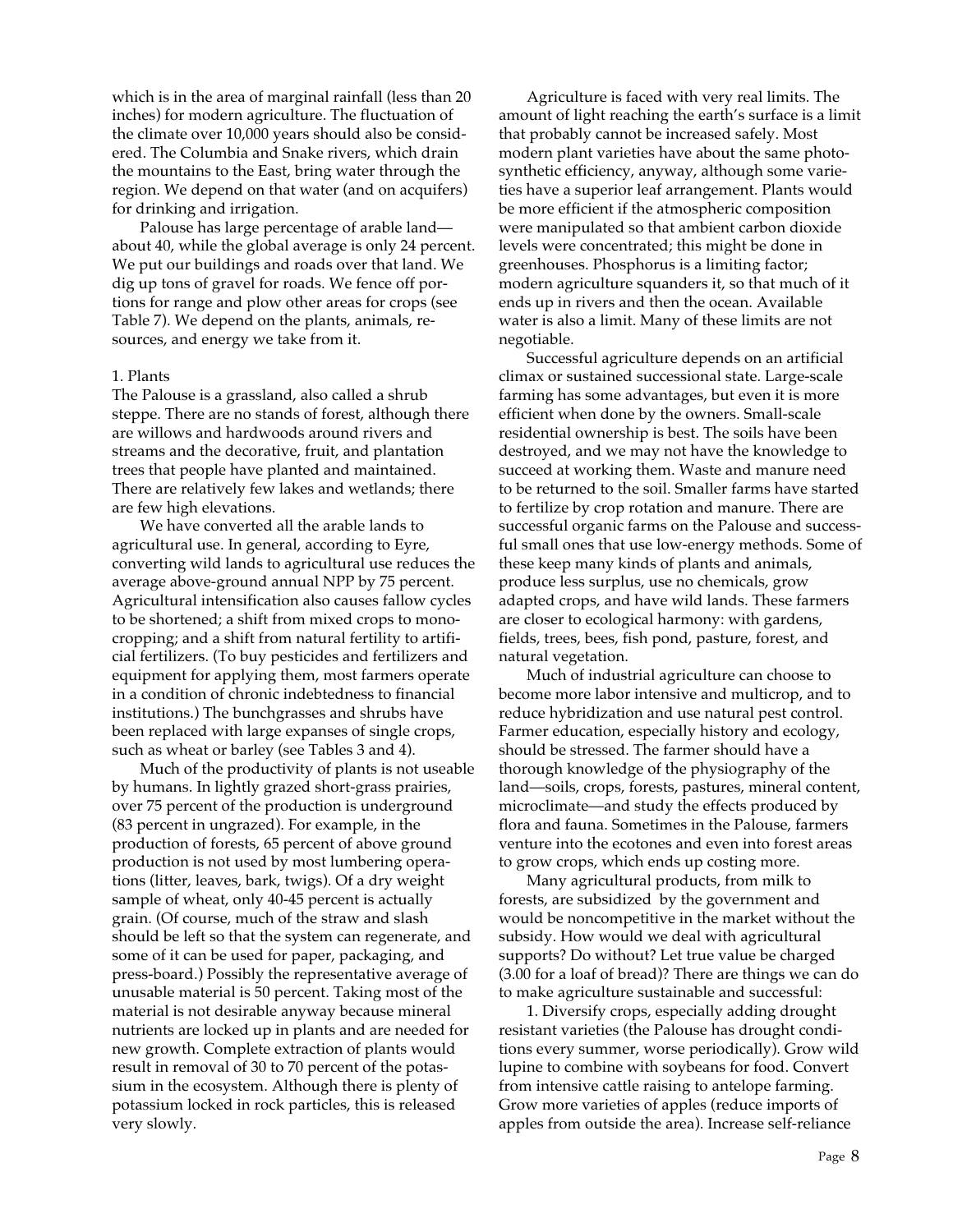which is in the area of marginal rainfall (less than 20 inches) for modern agriculture. The fluctuation of the climate over 10,000 years should also be considered. The Columbia and Snake rivers, which drain the mountains to the East, bring water through the region. We depend on that water (and on acquifers) for drinking and irrigation.

Palouse has large percentage of arable land—about 40, while the global average is only 24 percent. We put our buildings and roads over that land. We dig up tons of gravel for roads. We fence off portions for range and plow other areas for crops (see Table 7). We depend on the plants, animals, resources, and energy we take from it.

1. Plants

The Palouse is a grassland, also called a shrub steppe. There are no stands of forest, although there are willows and hardwoods around rivers and streams and the decorative, fruit, and plantation trees that people have planted and maintained. There are relatively few lakes and wetlands; there are few high elevations.

We have converted all the arable lands to agricultural use. In general, according to Eyre, converting wild lands to agricultural use reduces the average above-ground annual NPP by 75 percent. Agricultural intensification also causes fallow cycles to be shortened; a shift from mixed crops to monocropping; and a shift from natural fertility to artificial fertilizers. (To buy pesticides and fertilizers and equipment for applying them, most farmers operate in a condition of chronic indebtedness to financial institutions.) The bunchgrasses and shrubs have been replaced with large expanses of single crops, such as wheat or barley (see Tables 3 and 4).

Much of the productivity of plants is not useable by humans. In lightly grazed short-grass prairies, over 75 percent of the production is underground (83 percent in ungrazed). For example, in the production of forests, 65 percent of above ground production is not used by most lumbering operations (litter, leaves, bark, twigs). Of a dry weight sample of wheat, only 40-45 percent is actually grain. (Of course, much of the straw and slash should be left so that the system can regenerate, and some of it can be used for paper, packaging, and press-board.) Possibly the representative average of unusable material is 50 percent. Taking most of the material is not desirable anyway because mineral nutrients are locked up in plants and are needed for new growth. Complete extraction of plants would result in removal of 30 to 70 percent of the potassium in the ecosystem. Although there is plenty of potassium locked in rock particles, this is released very slowly.

Agriculture is faced with very real limits. The amount of light reaching the earth's surface is a limit that probably cannot be increased safely. Most modern plant varieties have about the same photosynthetic efficiency, anyway, although some varieties have a superior leaf arrangement. Plants would be more efficient if the atmospheric composition were manipulated so that ambient carbon dioxide levels were concentrated; this might be done in greenhouses. Phosphorus is a limiting factor; modern agriculture squanders it, so that much of it ends up in rivers and then the ocean. Available water is also a limit. Many of these limits are not negotiable.

Successful agriculture depends on an artificial climax or sustained successional state. Large-scale farming has some advantages, but even it is more efficient when done by the owners. Small-scale residential ownership is best. The soils have been destroyed, and we may not have the knowledge to succeed at working them. Waste and manure need to be returned to the soil. Smaller farms have started to fertilize by crop rotation and manure. There are successful organic farms on the Palouse and successful small ones that use low-energy methods. Some of these keep many kinds of plants and animals, produce less surplus, use no chemicals, grow adapted crops, and have wild lands. These farmers are closer to ecological harmony: with gardens, fields, trees, bees, fish pond, pasture, forest, and natural vegetation.

Much of industrial agriculture can choose to become more labor intensive and multicrop, and to reduce hybridization and use natural pest control. Farmer education, especially history and ecology, should be stressed. The farmer should have a thorough knowledge of the physiography of the land—soils, crops, forests, pastures, mineral content, microclimate—and study the effects produced by flora and fauna. Sometimes in the Palouse, farmers venture into the ecotones and even into forest areas to grow crops, which ends up costing more.

Many agricultural products, from milk to forests, are subsidized by the government and would be noncompetitive in the market without the subsidy. How would we deal with agricultural supports? Do without? Let true value be charged (3.00 for a loaf of bread)? There are things we can do to make agriculture sustainable and successful:

1. Diversify crops, especially adding drought resistant varieties (the Palouse has drought conditions every summer, worse periodically). Grow wild lupine to combine with soybeans for food. Convert from intensive cattle raising to antelope farming. Grow more varieties of apples (reduce imports of apples from outside the area). Increase self-reliance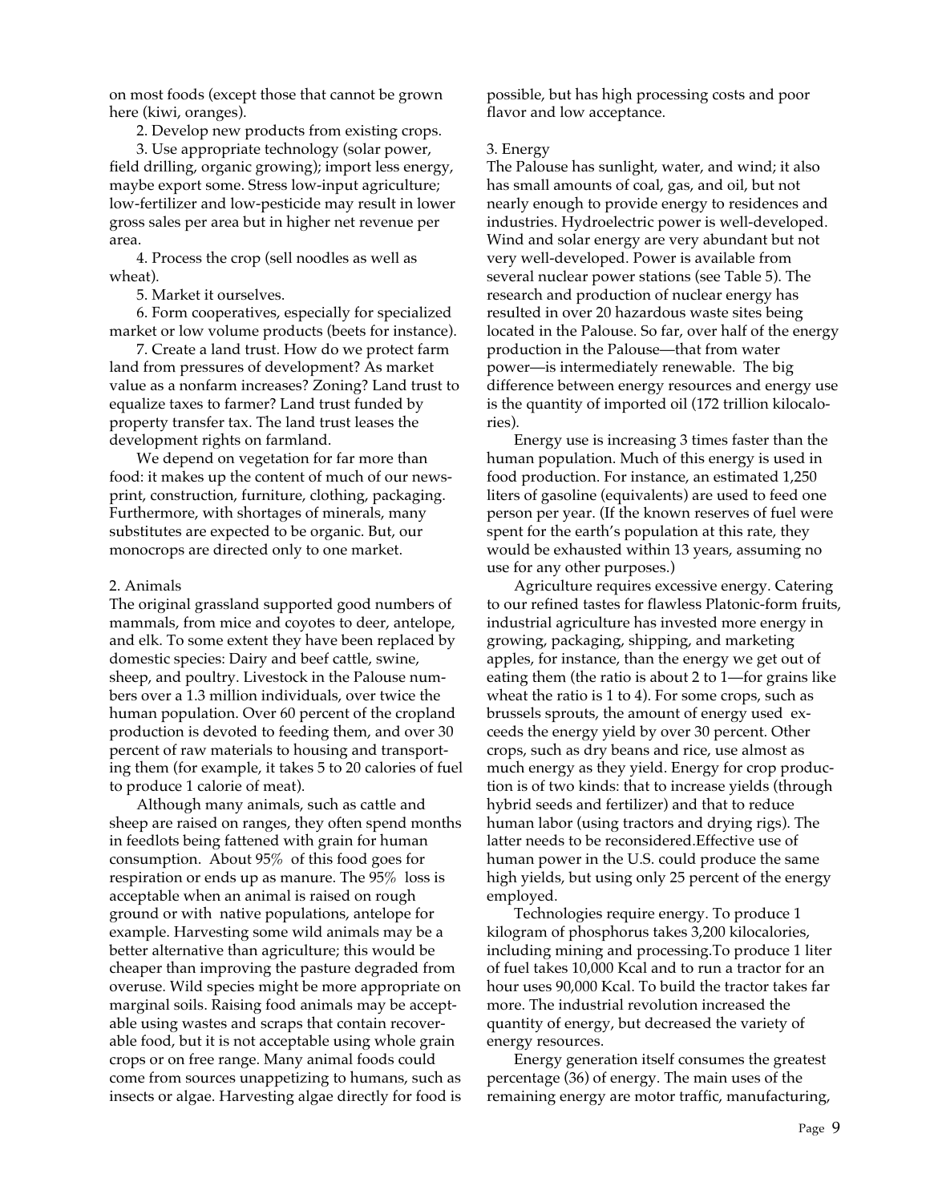on most foods (except those that cannot be grown here (kiwi, oranges).

2. Develop new products from existing crops.

3. Use appropriate technology (solar power, field drilling, organic growing); import less energy, maybe export some. Stress low-input agriculture; low-fertilizer and low-pesticide may result in lower gross sales per area but in higher net revenue per area.

4. Process the crop (sell noodles as well as wheat).

5. Market it ourselves.

6. Form cooperatives, especially for specialized market or low volume products (beets for instance).

7. Create a land trust. How do we protect farm land from pressures of development? As market value as a nonfarm increases? Zoning? Land trust to equalize taxes to farmer? Land trust funded by property transfer tax. The land trust leases the development rights on farmland.

We depend on vegetation for far more than food: it makes up the content of much of our newsprint, construction, furniture, clothing, packaging. Furthermore, with shortages of minerals, many substitutes are expected to be organic. But, our monocrops are directed only to one market.

2. Animals

The original grassland supported good numbers of mammals, from mice and coyotes to deer, antelope, and elk. To some extent they have been replaced by domestic species: Dairy and beef cattle, swine, sheep, and poultry. Livestock in the Palouse numbers over a 1.3 million individuals, over twice the human population. Over 60 percent of the cropland production is devoted to feeding them, and over 30 percent of raw materials to housing and transporting them (for example, it takes 5 to 20 calories of fuel to produce 1 calorie of meat).

Although many animals, such as cattle and sheep are raised on ranges, they often spend months in feedlots being fattened with grain for human consumption. About 95% of this food goes for respiration or ends up as manure. The 95% loss is acceptable when an animal is raised on rough ground or with native populations, antelope for example. Harvesting some wild animals may be a better alternative than agriculture; this would be cheaper than improving the pasture degraded from overuse. Wild species might be more appropriate on marginal soils. Raising food animals may be acceptable using wastes and scraps that contain recoverable food, but it is not acceptable using whole grain crops or on free range. Many animal foods could come from sources unappetizing to humans, such as insects or algae. Harvesting algae directly for food is possible, but has high processing costs and poor flavor and low acceptance.

3. Energy

The Palouse has sunlight, water, and wind; it also has small amounts of coal, gas, and oil, but not nearly enough to provide energy to residences and industries. Hydroelectric power is well-developed. Wind and solar energy are very abundant but not very well-developed. Power is available from several nuclear power stations (see Table 5). The research and production of nuclear energy has resulted in over 20 hazardous waste sites being located in the Palouse. So far, over half of the energy production in the Palouse—that from water power—is intermediately renewable. The big difference between energy resources and energy use is the quantity of imported oil (172 trillion kilocalories).

Energy use is increasing 3 times faster than the human population. Much of this energy is used in food production. For instance, an estimated 1,250 liters of gasoline (equivalents) are used to feed one person per year. (If the known reserves of fuel were spent for the earth's population at this rate, they would be exhausted within 13 years, assuming no use for any other purposes.)

Agriculture requires excessive energy. Catering to our refined tastes for flawless Platonic-form fruits, industrial agriculture has invested more energy in growing, packaging, shipping, and marketing apples, for instance, than the energy we get out of eating them (the ratio is about 2 to 1—for grains like wheat the ratio is 1 to 4). For some crops, such as brussels sprouts, the amount of energy used exceeds the energy yield by over 30 percent. Other crops, such as dry beans and rice, use almost as much energy as they yield. Energy for crop production is of two kinds: that to increase yields (through hybrid seeds and fertilizer) and that to reduce human labor (using tractors and drying rigs). The latter needs to be reconsidered.Effective use of human power in the U.S. could produce the same high yields, but using only 25 percent of the energy employed.

Technologies require energy. To produce 1 kilogram of phosphorus takes 3,200 kilocalories, including mining and processing.To produce 1 liter of fuel takes 10,000 Kcal and to run a tractor for an hour uses 90,000 Kcal. To build the tractor takes far more. The industrial revolution increased the quantity of energy, but decreased the variety of energy resources.

Energy generation itself consumes the greatest percentage (36) of energy. The main uses of the remaining energy are motor traffic, manufacturing,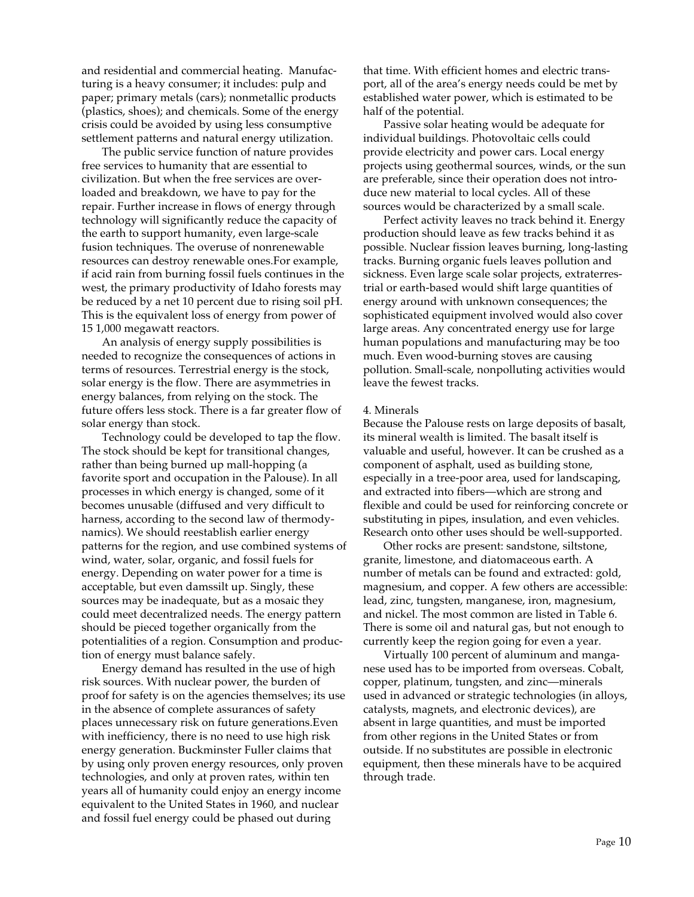and residential and commercial heating. Manufacturing is a heavy consumer; it includes: pulp and paper; primary metals (cars); nonmetallic products (plastics, shoes); and chemicals. Some of the energy crisis could be avoided by using less consumptive settlement patterns and natural energy utilization.

The public service function of nature provides free services to humanity that are essential to civilization. But when the free services are overloaded and breakdown, we have to pay for the repair. Further increase in flows of energy through technology will significantly reduce the capacity of the earth to support humanity, even large-scale fusion techniques. The overuse of nonrenewable resources can destroy renewable ones.For example, if acid rain from burning fossil fuels continues in the west, the primary productivity of Idaho forests may be reduced by a net 10 percent due to rising soil pH. This is the equivalent loss of energy from power of 15 1,000 megawatt reactors.

An analysis of energy supply possibilities is needed to recognize the consequences of actions in terms of resources. Terrestrial energy is the stock, solar energy is the flow. There are asymmetries in energy balances, from relying on the stock. The future offers less stock. There is a far greater flow of solar energy than stock.

Technology could be developed to tap the flow. The stock should be kept for transitional changes, rather than being burned up mall-hopping (a favorite sport and occupation in the Palouse). In all processes in which energy is changed, some of it becomes unusable (diffused and very difficult to harness, according to the second law of thermodynamics). We should reestablish earlier energy patterns for the region, and use combined systems of wind, water, solar, organic, and fossil fuels for energy. Depending on water power for a time is acceptable, but even damssilt up. Singly, these sources may be inadequate, but as a mosaic they could meet decentralized needs. The energy pattern should be pieced together organically from the potentialities of a region. Consumption and production of energy must balance safely.

Energy demand has resulted in the use of high risk sources. With nuclear power, the burden of proof for safety is on the agencies themselves; its use in the absence of complete assurances of safety places unnecessary risk on future generations.Even with inefficiency, there is no need to use high risk energy generation. Buckminster Fuller claims that by using only proven energy resources, only proven technologies, and only at proven rates, within ten years all of humanity could enjoy an energy income equivalent to the United States in 1960, and nuclear and fossil fuel energy could be phased out during that time. With efficient homes and electric transport, all of the area's energy needs could be met by established water power, which is estimated to be half of the potential.

Passive solar heating would be adequate for individual buildings. Photovoltaic cells could provide electricity and power cars. Local energy projects using geothermal sources, winds, or the sun are preferable, since their operation does not introduce new material to local cycles. All of these sources would be characterized by a small scale.

Perfect activity leaves no track behind it. Energy production should leave as few tracks behind it as possible. Nuclear fission leaves burning, long-lasting tracks. Burning organic fuels leaves pollution and sickness. Even large scale solar projects, extraterrestrial or earth-based would shift large quantities of energy around with unknown consequences; the sophisticated equipment involved would also cover large areas. Any concentrated energy use for large human populations and manufacturing may be too much. Even wood-burning stoves are causing pollution. Small-scale, nonpolluting activities would leave the fewest tracks.

4. Minerals

Because the Palouse rests on large deposits of basalt, its mineral wealth is limited. The basalt itself is valuable and useful, however. It can be crushed as a component of asphalt, used as building stone, especially in a tree-poor area, used for landscaping, and extracted into fibers—which are strong and flexible and could be used for reinforcing concrete or substituting in pipes, insulation, and even vehicles. Research onto other uses should be well-supported.

Other rocks are present: sandstone, siltstone, granite, limestone, and diatomaceous earth. A number of metals can be found and extracted: gold, magnesium, and copper. A few others are accessible: lead, zinc, tungsten, manganese, iron, magnesium, and nickel. The most common are listed in Table 6. There is some oil and natural gas, but not enough to currently keep the region going for even a year.

Virtually 100 percent of aluminum and manganese used has to be imported from overseas. Cobalt, copper, platinum, tungsten, and zinc—minerals used in advanced or strategic technologies (in alloys, catalysts, magnets, and electronic devices), are absent in large quantities, and must be imported from other regions in the United States or from outside. If no substitutes are possible in electronic equipment, then these minerals have to be acquired through trade.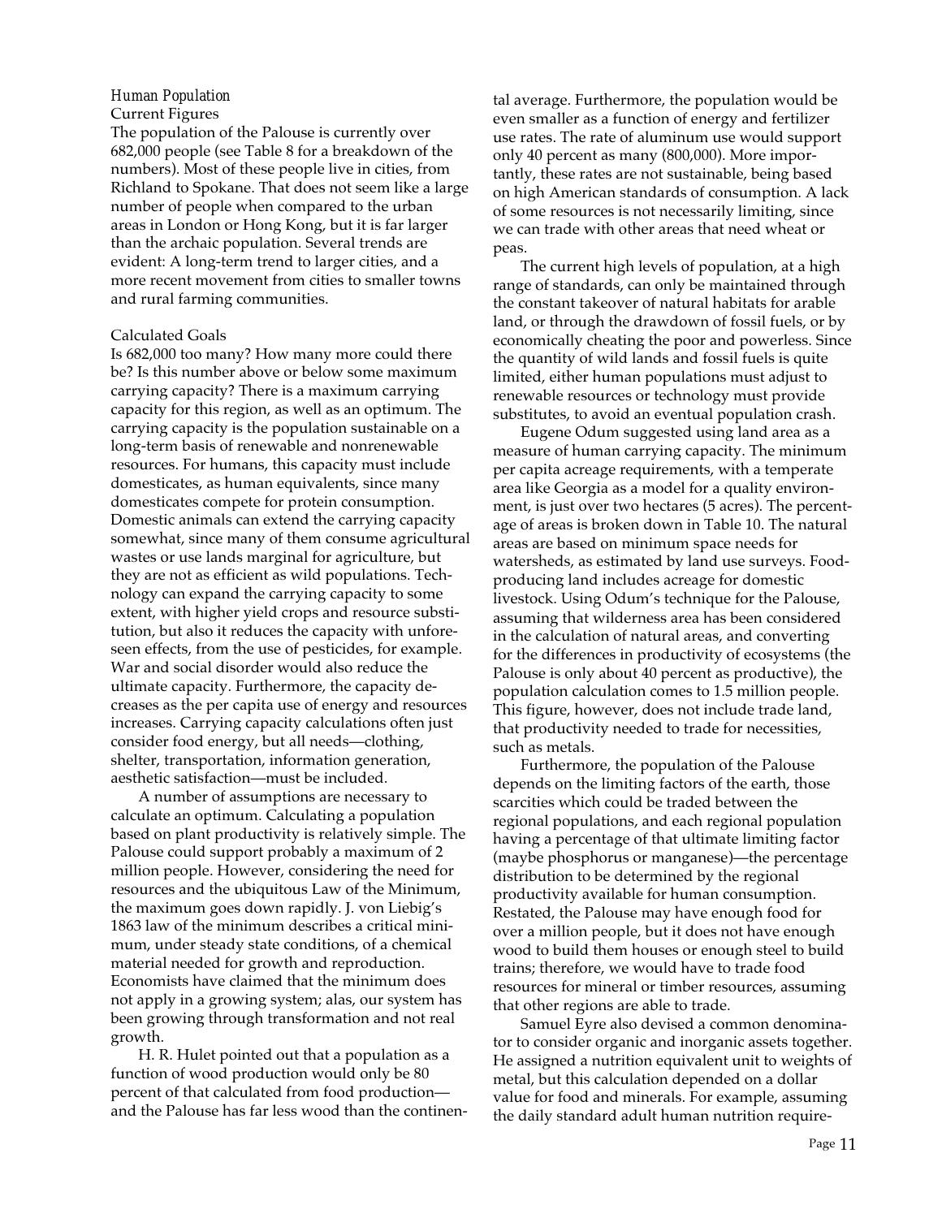### *Human Population*

#### Current Figures

The population of the Palouse is currently over 682,000 people (see Table 8 for a breakdown of the numbers). Most of these people live in cities, from Richland to Spokane. That does not seem like a large number of people when compared to the urban areas in London or Hong Kong, but it is far larger than the archaic population. Several trends are evident: A long-term trend to larger cities, and a more recent movement from cities to smaller towns and rural farming communities.

#### Calculated Goals

Is 682,000 too many? How many more could there be? Is this number above or below some maximum carrying capacity? There is a maximum carrying capacity for this region, as well as an optimum. The carrying capacity is the population sustainable on a long-term basis of renewable and nonrenewable resources. For humans, this capacity must include domesticates, as human equivalents, since many domesticates compete for protein consumption. Domestic animals can extend the carrying capacity somewhat, since many of them consume agricultural wastes or use lands marginal for agriculture, but they are not as efficient as wild populations. Technology can expand the carrying capacity to some extent, with higher yield crops and resource substitution, but also it reduces the capacity with unforeseen effects, from the use of pesticides, for example. War and social disorder would also reduce the ultimate capacity. Furthermore, the capacity decreases as the per capita use of energy and resources increases. Carrying capacity calculations often just consider food energy, but all needs—clothing, shelter, transportation, information generation, aesthetic satisfaction—must be included.

A number of assumptions are necessary to calculate an optimum. Calculating a population based on plant productivity is relatively simple. The Palouse could support probably a maximum of 2 million people. However, considering the need for resources and the ubiquitous Law of the Minimum, the maximum goes down rapidly. J. von Liebig's 1863 law of the minimum describes a critical minimum, under steady state conditions, of a chemical material needed for growth and reproduction. Economists have claimed that the minimum does not apply in a growing system; alas, our system has been growing through transformation and not real growth.

H. R. Hulet pointed out that a population as a function of wood production would only be 80 percent of that calculated from food production—and the Palouse has far less wood than the continental average. Furthermore, the population would be even smaller as a function of energy and fertilizer use rates. The rate of aluminum use would support only 40 percent as many (800,000). More importantly, these rates are not sustainable, being based on high American standards of consumption. A lack of some resources is not necessarily limiting, since we can trade with other areas that need wheat or peas.

The current high levels of population, at a high range of standards, can only be maintained through the constant takeover of natural habitats for arable land, or through the drawdown of fossil fuels, or by economically cheating the poor and powerless. Since the quantity of wild lands and fossil fuels is quite limited, either human populations must adjust to renewable resources or technology must provide substitutes, to avoid an eventual population crash.

Eugene Odum suggested using land area as a measure of human carrying capacity. The minimum per capita acreage requirements, with a temperate area like Georgia as a model for a quality environment, is just over two hectares (5 acres). The percentage of areas is broken down in Table 10. The natural areas are based on minimum space needs for watersheds, as estimated by land use surveys. Food-producing land includes acreage for domestic livestock. Using Odum's technique for the Palouse, assuming that wilderness area has been considered in the calculation of natural areas, and converting for the differences in productivity of ecosystems (the Palouse is only about 40 percent as productive), the population calculation comes to 1.5 million people. This figure, however, does not include trade land, that productivity needed to trade for necessities, such as metals.

Furthermore, the population of the Palouse depends on the limiting factors of the earth, those scarcities which could be traded between the regional populations, and each regional population having a percentage of that ultimate limiting factor (maybe phosphorus or manganese)—the percentage distribution to be determined by the regional productivity available for human consumption. Restated, the Palouse may have enough food for over a million people, but it does not have enough wood to build them houses or enough steel to build trains; therefore, we would have to trade food resources for mineral or timber resources, assuming that other regions are able to trade.

Samuel Eyre also devised a common denominator to consider organic and inorganic assets together. He assigned a nutrition equivalent unit to weights of metal, but this calculation depended on a dollar value for food and minerals. For example, assuming the daily standard adult human nutrition require-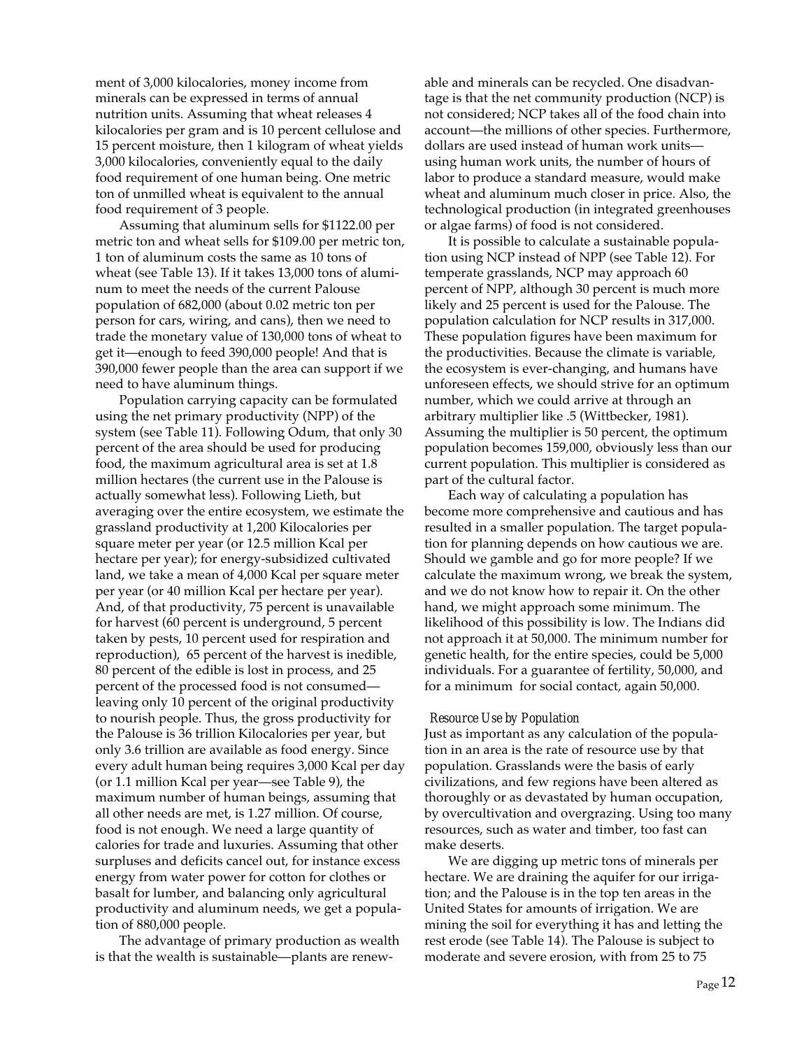ment of 3,000 kilocalories, money income from minerals can be expressed in terms of annual nutrition units. Assuming that wheat releases 4 kilocalories per gram and is 10 percent cellulose and 15 percent moisture, then 1 kilogram of wheat yields 3,000 kilocalories, conveniently equal to the daily food requirement of one human being. One metric ton of unmilled wheat is equivalent to the annual food requirement of 3 people.

Assuming that aluminum sells for $1122.00 per metric ton and wheat sells for $109.00 per metric ton, 1 ton of aluminum costs the same as 10 tons of wheat (see Table 13). If it takes 13,000 tons of aluminum to meet the needs of the current Palouse population of 682,000 (about 0.02 metric ton per person for cars, wiring, and cans), then we need to trade the monetary value of 130,000 tons of wheat to get it—enough to feed 390,000 people! And that is 390,000 fewer people than the area can support if we need to have aluminum things.

Population carrying capacity can be formulated using the net primary productivity (NPP) of the system (see Table 11). Following Odum, that only 30 percent of the area should be used for producing food, the maximum agricultural area is set at 1.8 million hectares (the current use in the Palouse is actually somewhat less). Following Lieth, but averaging over the entire ecosystem, we estimate the grassland productivity at 1,200 Kilocalories per square meter per year (or 12.5 million Kcal per hectare per year); for energy-subsidized cultivated land, we take a mean of 4,000 Kcal per square meter per year (or 40 million Kcal per hectare per year). And, of that productivity, 75 percent is unavailable for harvest (60 percent is underground, 5 percent taken by pests, 10 percent used for respiration and reproduction), 65 percent of the harvest is inedible, 80 percent of the edible is lost in process, and 25 percent of the processed food is not consumed—leaving only 10 percent of the original productivity to nourish people. Thus, the gross productivity for the Palouse is 36 trillion Kilocalories per year, but only 3.6 trillion are available as food energy. Since every adult human being requires 3,000 Kcal per day (or 1.1 million Kcal per year—see Table 9), the maximum number of human beings, assuming that all other needs are met, is 1.27 million. Of course, food is not enough. We need a large quantity of calories for trade and luxuries. Assuming that other surpluses and deficits cancel out, for instance excess energy from water power for cotton for clothes or basalt for lumber, and balancing only agricultural productivity and aluminum needs, we get a population of 880,000 people.

The advantage of primary production as wealth is that the wealth is sustainable—plants are renewable and minerals can be recycled. One disadvantage is that the net community production (NCP) is not considered; NCP takes all of the food chain into account—the millions of other species. Furthermore, dollars are used instead of human work units—using human work units, the number of hours of labor to produce a standard measure, would make wheat and aluminum much closer in price. Also, the technological production (in integrated greenhouses or algae farms) of food is not considered.

It is possible to calculate a sustainable population using NCP instead of NPP (see Table 12). For temperate grasslands, NCP may approach 60 percent of NPP, although 30 percent is much more likely and 25 percent is used for the Palouse. The population calculation for NCP results in 317,000. These population figures have been maximum for the productivities. Because the climate is variable, the ecosystem is ever-changing, and humans have unforeseen effects, we should strive for an optimum number, which we could arrive at through an arbitrary multiplier like .5 (Wittbecker, 1981). Assuming the multiplier is 50 percent, the optimum population becomes 159,000, obviously less than our current population. This multiplier is considered as part of the cultural factor.

Each way of calculating a population has become more comprehensive and cautious and has resulted in a smaller population. The target population for planning depends on how cautious we are. Should we gamble and go for more people? If we calculate the maximum wrong, we break the system, and we do not know how to repair it. On the other hand, we might approach some minimum. The likelihood of this possibility is low. The Indians did not approach it at 50,000. The minimum number for genetic health, for the entire species, could be 5,000 individuals. For a guarantee of fertility, 50,000, and for a minimum for social contact, again 50,000.

### *Resource Use by Population*

Just as important as any calculation of the population in an area is the rate of resource use by that population. Grasslands were the basis of early civilizations, and few regions have been altered as thoroughly or as devastated by human occupation, by overcultivation and overgrazing. Using too many resources, such as water and timber, too fast can make deserts.

We are digging up metric tons of minerals per hectare. We are draining the aquifer for our irrigation; and the Palouse is in the top ten areas in the United States for amounts of irrigation. We are mining the soil for everything it has and letting the rest erode (see Table 14). The Palouse is subject to moderate and severe erosion, with from 25 to 75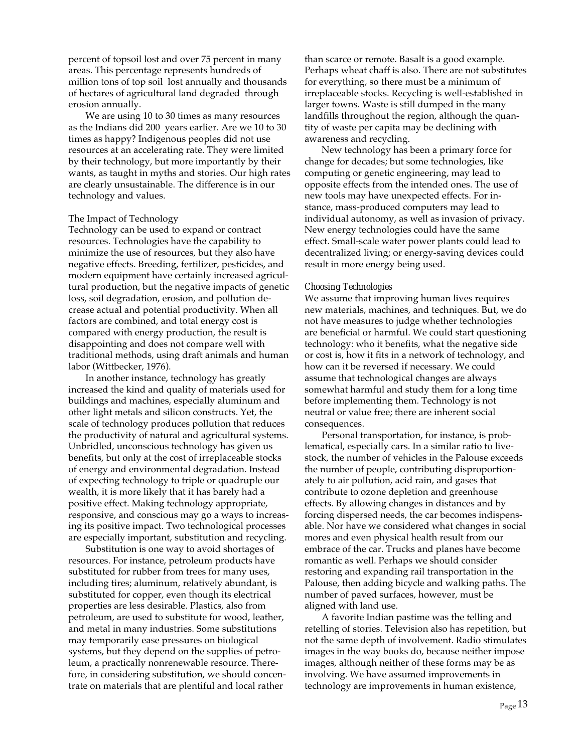percent of topsoil lost and over 75 percent in many areas. This percentage represents hundreds of million tons of top soil lost annually and thousands of hectares of agricultural land degraded through erosion annually.

We are using 10 to 30 times as many resources as the Indians did 200 years earlier. Are we 10 to 30 times as happy? Indigenous peoples did not use resources at an accelerating rate. They were limited by their technology, but more importantly by their wants, as taught in myths and stories. Our high rates are clearly unsustainable. The difference is in our technology and values.

### The Impact of Technology

Technology can be used to expand or contract resources. Technologies have the capability to minimize the use of resources, but they also have negative effects. Breeding, fertilizer, pesticides, and modern equipment have certainly increased agricultural production, but the negative impacts of genetic loss, soil degradation, erosion, and pollution decrease actual and potential productivity. When all factors are combined, and total energy cost is compared with energy production, the result is disappointing and does not compare well with traditional methods, using draft animals and human labor (Wittbecker, 1976).

In another instance, technology has greatly increased the kind and quality of materials used for buildings and machines, especially aluminum and other light metals and silicon constructs. Yet, the scale of technology produces pollution that reduces the productivity of natural and agricultural systems. Unbridled, unconscious technology has given us benefits, but only at the cost of irreplaceable stocks of energy and environmental degradation. Instead of expecting technology to triple or quadruple our wealth, it is more likely that it has barely had a positive effect. Making technology appropriate, responsive, and conscious may go a ways to increasing its positive impact. Two technological processes are especially important, substitution and recycling.

Substitution is one way to avoid shortages of resources. For instance, petroleum products have substituted for rubber from trees for many uses, including tires; aluminum, relatively abundant, is substituted for copper, even though its electrical properties are less desirable. Plastics, also from petroleum, are used to substitute for wood, leather, and metal in many industries. Some substitutions may temporarily ease pressures on biological systems, but they depend on the supplies of petroleum, a practically nonrenewable resource. Therefore, in considering substitution, we should concentrate on materials that are plentiful and local rather than scarce or remote. Basalt is a good example. Perhaps wheat chaff is also. There are not substitutes for everything, so there must be a minimum of irreplaceable stocks. Recycling is well-established in larger towns. Waste is still dumped in the many landfills throughout the region, although the quantity of waste per capita may be declining with awareness and recycling.

New technology has been a primary force for change for decades; but some technologies, like computing or genetic engineering, may lead to opposite effects from the intended ones. The use of new tools may have unexpected effects. For instance, mass-produced computers may lead to individual autonomy, as well as invasion of privacy. New energy technologies could have the same effect. Small-scale water power plants could lead to decentralized living; or energy-saving devices could result in more energy being used.

#### *Choosing Technologies*

We assume that improving human lives requires new materials, machines, and techniques. But, we do not have measures to judge whether technologies are beneficial or harmful. We could start questioning technology: who it benefits, what the negative side or cost is, how it fits in a network of technology, and how can it be reversed if necessary. We could assume that technological changes are always somewhat harmful and study them for a long time before implementing them. Technology is not neutral or value free; there are inherent social consequences.

Personal transportation, for instance, is problematical, especially cars. In a similar ratio to livestock, the number of vehicles in the Palouse exceeds the number of people, contributing disproportionately to air pollution, acid rain, and gases that contribute to ozone depletion and greenhouse effects. By allowing changes in distances and by forcing dispersed needs, the car becomes indispensable. Nor have we considered what changes in social mores and even physical health result from our embrace of the car. Trucks and planes have become romantic as well. Perhaps we should consider restoring and expanding rail transportation in the Palouse, then adding bicycle and walking paths. The number of paved surfaces, however, must be aligned with land use.

A favorite Indian pastime was the telling and retelling of stories. Television also has repetition, but not the same depth of involvement. Radio stimulates images in the way books do, because neither impose images, although neither of these forms may be as involving. We have assumed improvements in technology are improvements in human existence,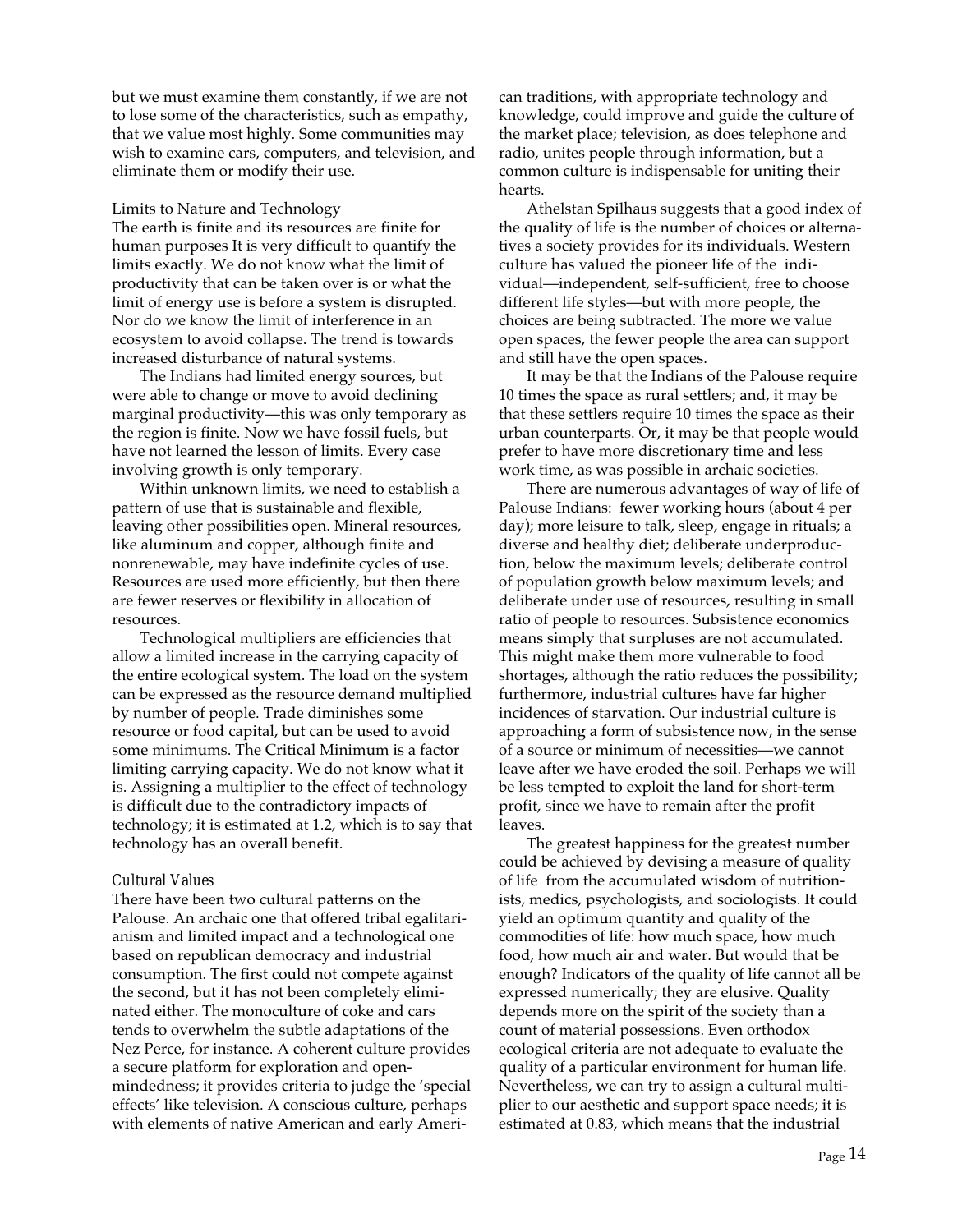but we must examine them constantly, if we are not to lose some of the characteristics, such as empathy, that we value most highly. Some communities may wish to examine cars, computers, and television, and eliminate them or modify their use.

### Limits to Nature and Technology

The earth is finite and its resources are finite for human purposes It is very difficult to quantify the limits exactly. We do not know what the limit of productivity that can be taken over is or what the limit of energy use is before a system is disrupted. Nor do we know the limit of interference in an ecosystem to avoid collapse. The trend is towards increased disturbance of natural systems.

The Indians had limited energy sources, but were able to change or move to avoid declining marginal productivity—this was only temporary as the region is finite. Now we have fossil fuels, but have not learned the lesson of limits. Every case involving growth is only temporary.

Within unknown limits, we need to establish a pattern of use that is sustainable and flexible, leaving other possibilities open. Mineral resources, like aluminum and copper, although finite and nonrenewable, may have indefinite cycles of use. Resources are used more efficiently, but then there are fewer reserves or flexibility in allocation of resources.

Technological multipliers are efficiencies that allow a limited increase in the carrying capacity of the entire ecological system. The load on the system can be expressed as the resource demand multiplied by number of people. Trade diminishes some resource or food capital, but can be used to avoid some minimums. The Critical Minimum is a factor limiting carrying capacity. We do not know what it is. Assigning a multiplier to the effect of technology is difficult due to the contradictory impacts of technology; it is estimated at 1.2, which is to say that technology has an overall benefit.

### *Cultural Values*

There have been two cultural patterns on the Palouse. An archaic one that offered tribal egalitarianism and limited impact and a technological one based on republican democracy and industrial consumption. The first could not compete against the second, but it has not been completely eliminated either. The monoculture of coke and cars tends to overwhelm the subtle adaptations of the Nez Perce, for instance. A coherent culture provides a secure platform for exploration and open-mindedness; it provides criteria to judge the 'special effects' like television. A conscious culture, perhaps with elements of native American and early American traditions, with appropriate technology and knowledge, could improve and guide the culture of the market place; television, as does telephone and radio, unites people through information, but a common culture is indispensable for uniting their hearts.

Athelstan Spilhaus suggests that a good index of the quality of life is the number of choices or alternatives a society provides for its individuals. Western culture has valued the pioneer life of the individual—independent, self-sufficient, free to choose different life styles—but with more people, the choices are being subtracted. The more we value open spaces, the fewer people the area can support and still have the open spaces.

It may be that the Indians of the Palouse require 10 times the space as rural settlers; and, it may be that these settlers require 10 times the space as their urban counterparts. Or, it may be that people would prefer to have more discretionary time and less work time, as was possible in archaic societies.

There are numerous advantages of way of life of Palouse Indians: fewer working hours (about 4 per day); more leisure to talk, sleep, engage in rituals; a diverse and healthy diet; deliberate underproduction, below the maximum levels; deliberate control of population growth below maximum levels; and deliberate under use of resources, resulting in small ratio of people to resources. Subsistence economics means simply that surpluses are not accumulated. This might make them more vulnerable to food shortages, although the ratio reduces the possibility; furthermore, industrial cultures have far higher incidences of starvation. Our industrial culture is approaching a form of subsistence now, in the sense of a source or minimum of necessities—we cannot leave after we have eroded the soil. Perhaps we will be less tempted to exploit the land for short-term profit, since we have to remain after the profit leaves.

The greatest happiness for the greatest number could be achieved by devising a measure of quality of life from the accumulated wisdom of nutritionists, medics, psychologists, and sociologists. It could yield an optimum quantity and quality of the commodities of life: how much space, how much food, how much air and water. But would that be enough? Indicators of the quality of life cannot all be expressed numerically; they are elusive. Quality depends more on the spirit of the society than a count of material possessions. Even orthodox ecological criteria are not adequate to evaluate the quality of a particular environment for human life. Nevertheless, we can try to assign a cultural multiplier to our aesthetic and support space needs; it is estimated at 0.83, which means that the industrial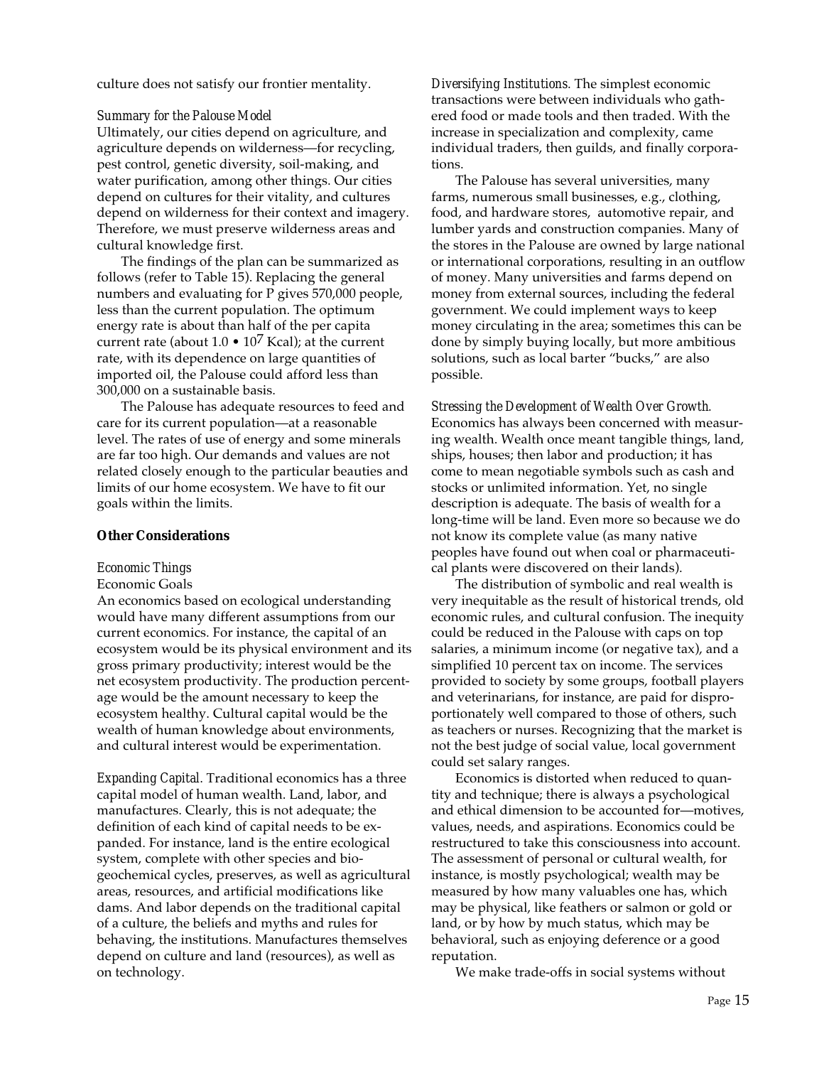culture does not satisfy our frontier mentality.

### *Summary for the Palouse Model*

Ultimately, our cities depend on agriculture, and agriculture depends on wilderness—for recycling, pest control, genetic diversity, soil-making, and water purification, among other things. Our cities depend on cultures for their vitality, and cultures depend on wilderness for their context and imagery. Therefore, we must preserve wilderness areas and cultural knowledge first.

The findings of the plan can be summarized as follows (refer to Table 15). Replacing the general numbers and evaluating for P gives 570,000 people, less than the current population. The optimum energy rate is about than half of the per capita current rate (about $1.0 \cdot 10^7$ Kcal); at the current rate, with its dependence on large quantities of imported oil, the Palouse could afford less than 300,000 on a sustainable basis.

The Palouse has adequate resources to feed and care for its current population—at a reasonable level. The rates of use of energy and some minerals are far too high. Our demands and values are not related closely enough to the particular beauties and limits of our home ecosystem. We have to fit our goals within the limits.

## **Other Considerations**

### *Economic Things*

Economic Goals

An economics based on ecological understanding would have many different assumptions from our current economics. For instance, the capital of an ecosystem would be its physical environment and its gross primary productivity; interest would be the net ecosystem productivity. The production percentage would be the amount necessary to keep the ecosystem healthy. Cultural capital would be the wealth of human knowledge about environments, and cultural interest would be experimentation.

*Expanding Capital*. Traditional economics has a three capital model of human wealth. Land, labor, and manufactures. Clearly, this is not adequate; the definition of each kind of capital needs to be expanded. For instance, land is the entire ecological system, complete with other species and biogeochemical cycles, preserves, as well as agricultural areas, resources, and artificial modifications like dams. And labor depends on the traditional capital of a culture, the beliefs and myths and rules for behaving, the institutions. Manufactures themselves depend on culture and land (resources), as well as on technology.

*Diversifying Institutions*. The simplest economic transactions were between individuals who gathered food or made tools and then traded. With the increase in specialization and complexity, came individual traders, then guilds, and finally corporations.

The Palouse has several universities, many farms, numerous small businesses, e.g., clothing, food, and hardware stores, automotive repair, and lumber yards and construction companies. Many of the stores in the Palouse are owned by large national or international corporations, resulting in an outflow of money. Many universities and farms depend on money from external sources, including the federal government. We could implement ways to keep money circulating in the area; sometimes this can be done by simply buying locally, but more ambitious solutions, such as local barter "bucks," are also possible.

*Stressing the Development of Wealth Over Growth*. Economics has always been concerned with measuring wealth. Wealth once meant tangible things, land, ships, houses; then labor and production; it has come to mean negotiable symbols such as cash and stocks or unlimited information. Yet, no single description is adequate. The basis of wealth for a long-time will be land. Even more so because we do not know its complete value (as many native peoples have found out when coal or pharmaceutical plants were discovered on their lands).

The distribution of symbolic and real wealth is very inequitable as the result of historical trends, old economic rules, and cultural confusion. The inequity could be reduced in the Palouse with caps on top salaries, a minimum income (or negative tax), and a simplified 10 percent tax on income. The services provided to society by some groups, football players and veterinarians, for instance, are paid for disproportionately well compared to those of others, such as teachers or nurses. Recognizing that the market is not the best judge of social value, local government could set salary ranges.

Economics is distorted when reduced to quantity and technique; there is always a psychological and ethical dimension to be accounted for—motives, values, needs, and aspirations. Economics could be restructured to take this consciousness into account. The assessment of personal or cultural wealth, for instance, is mostly psychological; wealth may be measured by how many valuables one has, which may be physical, like feathers or salmon or gold or land, or by how by much status, which may be behavioral, such as enjoying deference or a good reputation.

We make trade-offs in social systems without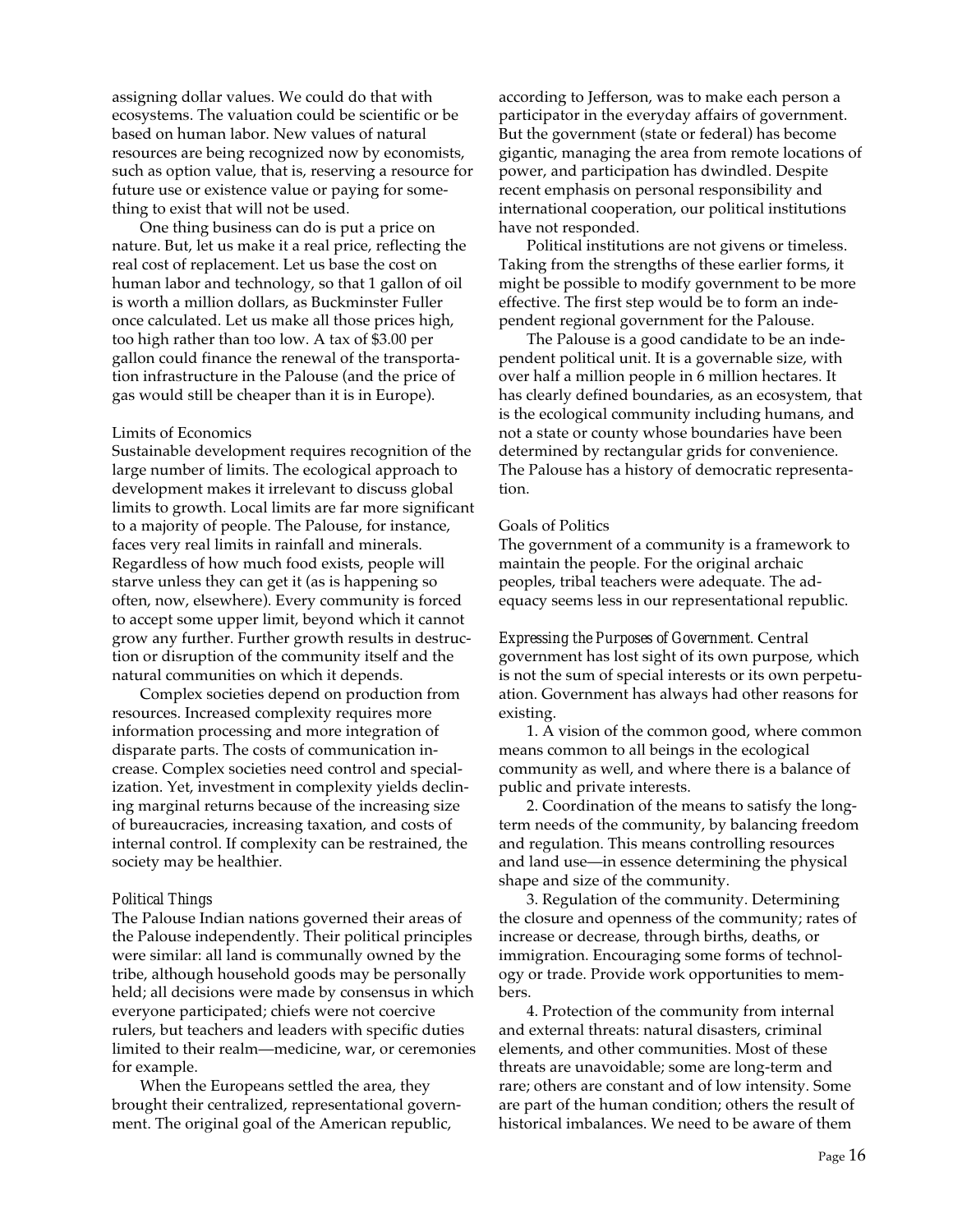assigning dollar values. We could do that with ecosystems. The valuation could be scientific or be based on human labor. New values of natural resources are being recognized now by economists, such as option value, that is, reserving a resource for future use or existence value or paying for something to exist that will not be used.

One thing business can do is put a price on nature. But, let us make it a real price, reflecting the real cost of replacement. Let us base the cost on human labor and technology, so that 1 gallon of oil is worth a million dollars, as Buckminster Fuller once calculated. Let us make all those prices high, too high rather than too low. A tax of $3.00 per gallon could finance the renewal of the transportation infrastructure in the Palouse (and the price of gas would still be cheaper than it is in Europe).

### Limits of Economics

Sustainable development requires recognition of the large number of limits. The ecological approach to development makes it irrelevant to discuss global limits to growth. Local limits are far more significant to a majority of people. The Palouse, for instance, faces very real limits in rainfall and minerals. Regardless of how much food exists, people will starve unless they can get it (as is happening so often, now, elsewhere). Every community is forced to accept some upper limit, beyond which it cannot grow any further. Further growth results in destruction or disruption of the community itself and the natural communities on which it depends.

Complex societies depend on production from resources. Increased complexity requires more information processing and more integration of disparate parts. The costs of communication increase. Complex societies need control and specialization. Yet, investment in complexity yields declining marginal returns because of the increasing size of bureaucracies, increasing taxation, and costs of internal control. If complexity can be restrained, the society may be healthier.

## *Political Things*

The Palouse Indian nations governed their areas of the Palouse independently. Their political principles were similar: all land is communally owned by the tribe, although household goods may be personally held; all decisions were made by consensus in which everyone participated; chiefs were not coercive rulers, but teachers and leaders with specific duties limited to their realm—medicine, war, or ceremonies for example.

When the Europeans settled the area, they brought their centralized, representational government. The original goal of the American republic, according to Jefferson, was to make each person a participator in the everyday affairs of government. But the government (state or federal) has become gigantic, managing the area from remote locations of power, and participation has dwindled. Despite recent emphasis on personal responsibility and international cooperation, our political institutions have not responded.

Political institutions are not givens or timeless. Taking from the strengths of these earlier forms, it might be possible to modify government to be more effective. The first step would be to form an independent regional government for the Palouse.

The Palouse is a good candidate to be an independent political unit. It is a governable size, with over half a million people in 6 million hectares. It has clearly defined boundaries, as an ecosystem, that is the ecological community including humans, and not a state or county whose boundaries have been determined by rectangular grids for convenience. The Palouse has a history of democratic representation.

### Goals of Politics

The government of a community is a framework to maintain the people. For the original archaic peoples, tribal teachers were adequate. The adequacy seems less in our representational republic.

*Expressing the Purposes of Government.* Central government has lost sight of its own purpose, which is not the sum of special interests or its own perpetuation. Government has always had other reasons for existing.

1. A vision of the common good, where common means common to all beings in the ecological community as well, and where there is a balance of public and private interests.

2. Coordination of the means to satisfy the long-term needs of the community, by balancing freedom and regulation. This means controlling resources and land use—in essence determining the physical shape and size of the community.

3. Regulation of the community. Determining the closure and openness of the community; rates of increase or decrease, through births, deaths, or immigration. Encouraging some forms of technology or trade. Provide work opportunities to members.

4. Protection of the community from internal and external threats: natural disasters, criminal elements, and other communities. Most of these threats are unavoidable; some are long-term and rare; others are constant and of low intensity. Some are part of the human condition; others the result of historical imbalances. We need to be aware of them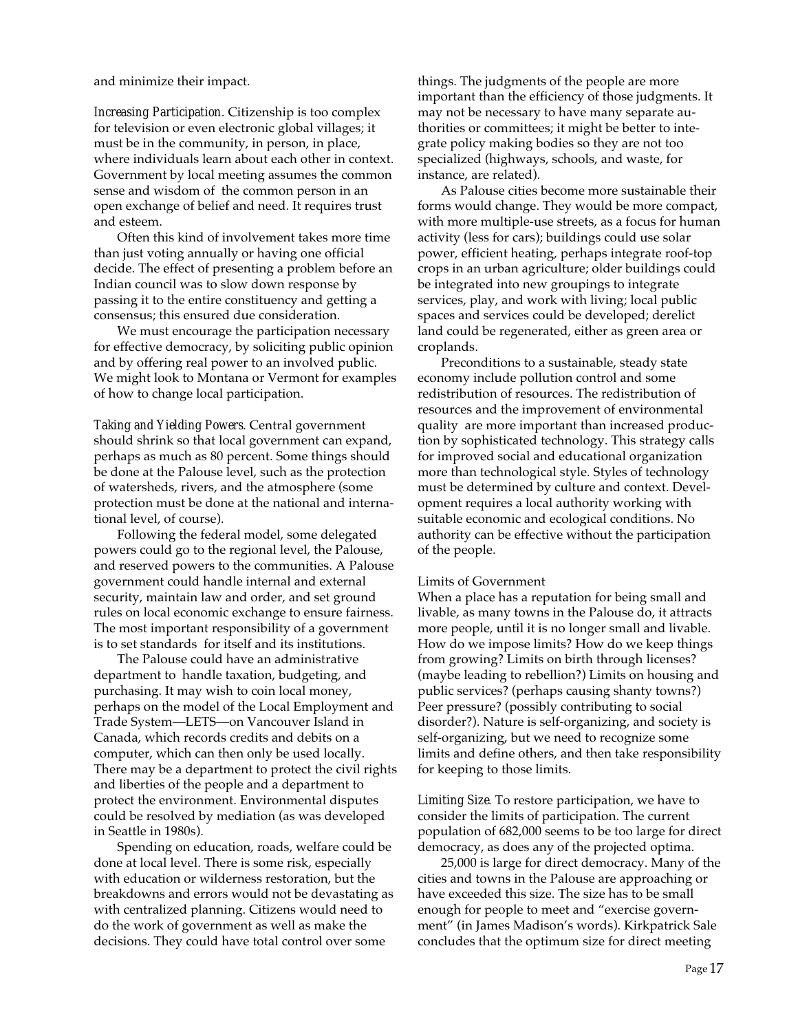and minimize their impact.

*Increasing Participation*. Citizenship is too complex for television or even electronic global villages; it must be in the community, in person, in place, where individuals learn about each other in context. Government by local meeting assumes the common sense and wisdom of the common person in an open exchange of belief and need. It requires trust and esteem.

Often this kind of involvement takes more time than just voting annually or having one official decide. The effect of presenting a problem before an Indian council was to slow down response by passing it to the entire constituency and getting a consensus; this ensured due consideration.

We must encourage the participation necessary for effective democracy, by soliciting public opinion and by offering real power to an involved public. We might look to Montana or Vermont for examples of how to change local participation.

*Taking and Yielding Powers*. Central government should shrink so that local government can expand, perhaps as much as 80 percent. Some things should be done at the Palouse level, such as the protection of watersheds, rivers, and the atmosphere (some protection must be done at the national and international level, of course).

Following the federal model, some delegated powers could go to the regional level, the Palouse, and reserved powers to the communities. A Palouse government could handle internal and external security, maintain law and order, and set ground rules on local economic exchange to ensure fairness. The most important responsibility of a government is to set standards for itself and its institutions.

The Palouse could have an administrative department to handle taxation, budgeting, and purchasing. It may wish to coin local money, perhaps on the model of the Local Employment and Trade System—LETS—on Vancouver Island in Canada, which records credits and debits on a computer, which can then only be used locally. There may be a department to protect the civil rights and liberties of the people and a department to protect the environment. Environmental disputes could be resolved by mediation (as was developed in Seattle in 1980s).

Spending on education, roads, welfare could be done at local level. There is some risk, especially with education or wilderness restoration, but the breakdowns and errors would not be devastating as with centralized planning. Citizens would need to do the work of government as well as make the decisions. They could have total control over some things. The judgments of the people are more important than the efficiency of those judgments. It may not be necessary to have many separate authorities or committees; it might be better to integrate policy making bodies so they are not too specialized (highways, schools, and waste, for instance, are related).

As Palouse cities become more sustainable their forms would change. They would be more compact, with more multiple-use streets, as a focus for human activity (less for cars); buildings could use solar power, efficient heating, perhaps integrate roof-top crops in an urban agriculture; older buildings could be integrated into new groupings to integrate services, play, and work with living; local public spaces and services could be developed; derelict land could be regenerated, either as green area or croplands.

Preconditions to a sustainable, steady state economy include pollution control and some redistribution of resources. The redistribution of resources and the improvement of environmental quality are more important than increased production by sophisticated technology. This strategy calls for improved social and educational organization more than technological style. Styles of technology must be determined by culture and context. Development requires a local authority working with suitable economic and ecological conditions. No authority can be effective without the participation of the people.

### Limits of Government

When a place has a reputation for being small and livable, as many towns in the Palouse do, it attracts more people, until it is no longer small and livable. How do we impose limits? How do we keep things from growing? Limits on birth through licenses? (maybe leading to rebellion?) Limits on housing and public services? (perhaps causing shanty towns?) Peer pressure? (possibly contributing to social disorder?). Nature is self-organizing, and society is self-organizing, but we need to recognize some limits and define others, and then take responsibility for keeping to those limits.

*Limiting Size*. To restore participation, we have to consider the limits of participation. The current population of 682,000 seems to be too large for direct democracy, as does any of the projected optima.

25,000 is large for direct democracy. Many of the cities and towns in the Palouse are approaching or have exceeded this size. The size has to be small enough for people to meet and "exercise government" (in James Madison's words). Kirkpatrick Sale concludes that the optimum size for direct meeting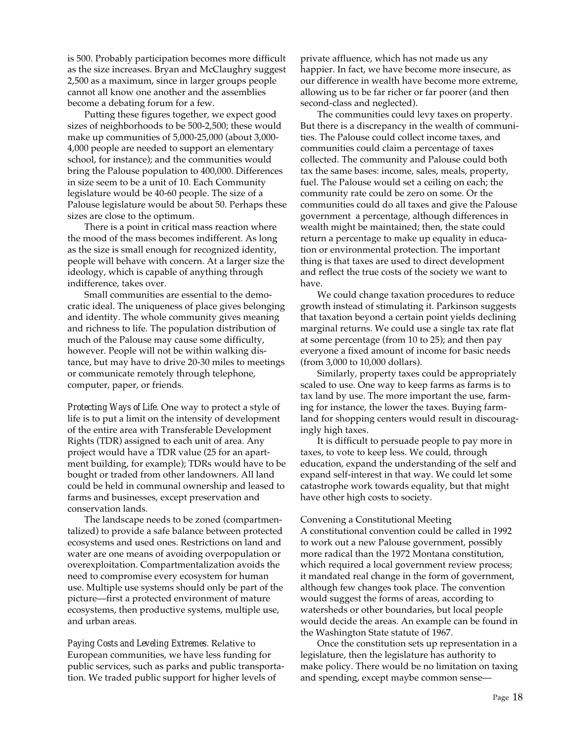is 500. Probably participation becomes more difficult as the size increases. Bryan and McClaughry suggest 2,500 as a maximum, since in larger groups people cannot all know one another and the assemblies become a debating forum for a few.

Putting these figures together, we expect good sizes of neighborhoods to be 500-2,500; these would make up communities of 5,000-25,000 (about 3,000-4,000 people are needed to support an elementary school, for instance); and the communities would bring the Palouse population to 400,000. Differences in size seem to be a unit of 10. Each Community legislature would be 40-60 people. The size of a Palouse legislature would be about 50. Perhaps these sizes are close to the optimum.

There is a point in critical mass reaction where the mood of the mass becomes indifferent. As long as the size is small enough for recognized identity, people will behave with concern. At a larger size the ideology, which is capable of anything through indifference, takes over.

Small communities are essential to the democratic ideal. The uniqueness of place gives belonging and identity. The whole community gives meaning and richness to life. The population distribution of much of the Palouse may cause some difficulty, however. People will not be within walking distance, but may have to drive 20-30 miles to meetings or communicate remotely through telephone, computer, paper, or friends.

*Protecting Ways of Life*. One way to protect a style of life is to put a limit on the intensity of development of the entire area with Transferable Development Rights (TDR) assigned to each unit of area. Any project would have a TDR value (25 for an apartment building, for example); TDRs would have to be bought or traded from other landowners. All land could be held in communal ownership and leased to farms and businesses, except preservation and conservation lands.

The landscape needs to be zoned (compartmentalized) to provide a safe balance between protected ecosystems and used ones. Restrictions on land and water are one means of avoiding overpopulation or overexploitation. Compartmentalization avoids the need to compromise every ecosystem for human use. Multiple use systems should only be part of the picture—first a protected environment of mature ecosystems, then productive systems, multiple use, and urban areas.

*Paying Costs and Leveling Extremes*. Relative to European communities, we have less funding for public services, such as parks and public transportation. We traded public support for higher levels of private affluence, which has not made us any happier. In fact, we have become more insecure, as our difference in wealth have become more extreme, allowing us to be far richer or far poorer (and then second-class and neglected).

The communities could levy taxes on property. But there is a discrepancy in the wealth of communities. The Palouse could collect income taxes, and communities could claim a percentage of taxes collected. The community and Palouse could both tax the same bases: income, sales, meals, property, fuel. The Palouse would set a ceiling on each; the community rate could be zero on some. Or the communities could do all taxes and give the Palouse government a percentage, although differences in wealth might be maintained; then, the state could return a percentage to make up equality in education or environmental protection. The important thing is that taxes are used to direct development and reflect the true costs of the society we want to have.

We could change taxation procedures to reduce growth instead of stimulating it. Parkinson suggests that taxation beyond a certain point yields declining marginal returns. We could use a single tax rate flat at some percentage (from 10 to 25); and then pay everyone a fixed amount of income for basic needs (from 3,000 to 10,000 dollars).

Similarly, property taxes could be appropriately scaled to use. One way to keep farms as farms is to tax land by use. The more important the use, farming for instance, the lower the taxes. Buying farmland for shopping centers would result in discouragingly high taxes.

It is difficult to persuade people to pay more in taxes, to vote to keep less. We could, through education, expand the understanding of the self and expand self-interest in that way. We could let some catastrophe work towards equality, but that might have other high costs to society.

### Convening a Constitutional Meeting

A constitutional convention could be called in 1992 to work out a new Palouse government, possibly more radical than the 1972 Montana constitution, which required a local government review process; it mandated real change in the form of government, although few changes took place. The convention would suggest the forms of areas, according to watersheds or other boundaries, but local people would decide the areas. An example can be found in the Washington State statute of 1967.

Once the constitution sets up representation in a legislature, then the legislature has authority to make policy. There would be no limitation on taxing and spending, except maybe common sense—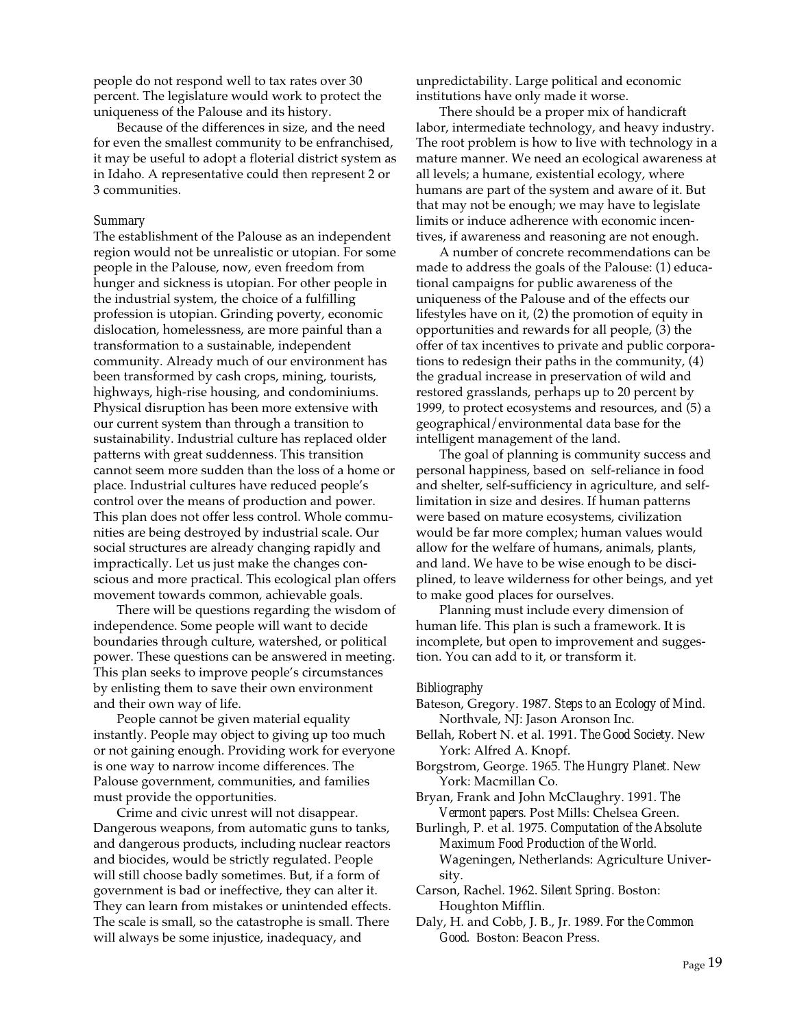people do not respond well to tax rates over 30 percent. The legislature would work to protect the uniqueness of the Palouse and its history.

Because of the differences in size, and the need for even the smallest community to be enfranchised, it may be useful to adopt a floterial district system as in Idaho. A representative could then represent 2 or 3 communities.

### *Summary*

The establishment of the Palouse as an independent region would not be unrealistic or utopian. For some people in the Palouse, now, even freedom from hunger and sickness is utopian. For other people in the industrial system, the choice of a fulfilling profession is utopian. Grinding poverty, economic dislocation, homelessness, are more painful than a transformation to a sustainable, independent community. Already much of our environment has been transformed by cash crops, mining, tourists, highways, high-rise housing, and condominiums. Physical disruption has been more extensive with our current system than through a transition to sustainability. Industrial culture has replaced older patterns with great suddenness. This transition cannot seem more sudden than the loss of a home or place. Industrial cultures have reduced people's control over the means of production and power. This plan does not offer less control. Whole communities are being destroyed by industrial scale. Our social structures are already changing rapidly and impractically. Let us just make the changes conscious and more practical. This ecological plan offers movement towards common, achievable goals.

There will be questions regarding the wisdom of independence. Some people will want to decide boundaries through culture, watershed, or political power. These questions can be answered in meeting. This plan seeks to improve people's circumstances by enlisting them to save their own environment and their own way of life.

People cannot be given material equality instantly. People may object to giving up too much or not gaining enough. Providing work for everyone is one way to narrow income differences. The Palouse government, communities, and families must provide the opportunities.

Crime and civic unrest will not disappear. Dangerous weapons, from automatic guns to tanks, and dangerous products, including nuclear reactors and biocides, would be strictly regulated. People will still choose badly sometimes. But, if a form of government is bad or ineffective, they can alter it. They can learn from mistakes or unintended effects. The scale is small, so the catastrophe is small. There will always be some injustice, inadequacy, and unpredictability. Large political and economic institutions have only made it worse.

There should be a proper mix of handicraft labor, intermediate technology, and heavy industry. The root problem is how to live with technology in a mature manner. We need an ecological awareness at all levels; a humane, existential ecology, where humans are part of the system and aware of it. But that may not be enough; we may have to legislate limits or induce adherence with economic incentives, if awareness and reasoning are not enough.

A number of concrete recommendations can be made to address the goals of the Palouse: (1) educational campaigns for public awareness of the uniqueness of the Palouse and of the effects our lifestyles have on it, (2) the promotion of equity in opportunities and rewards for all people, (3) the offer of tax incentives to private and public corporations to redesign their paths in the community, (4) the gradual increase in preservation of wild and restored grasslands, perhaps up to 20 percent by 1999, to protect ecosystems and resources, and (5) a geographical/environmental data base for the intelligent management of the land.

The goal of planning is community success and personal happiness, based on self-reliance in food and shelter, self-sufficiency in agriculture, and self-limitation in size and desires. If human patterns were based on mature ecosystems, civilization would be far more complex; human values would allow for the welfare of humans, animals, plants, and land. We have to be wise enough to be disciplined, to leave wilderness for other beings, and yet to make good places for ourselves.

Planning must include every dimension of human life. This plan is such a framework. It is incomplete, but open to improvement and suggestion. You can add to it, or transform it.

### *Bibliography*

Bateson, Gregory. 1987. *Steps to an Ecology of Mind*. Northvale, NJ: Jason Aronson Inc.

Bellah, Robert N. et al. 1991. *The Good Society*. New York: Alfred A. Knopf.

Borgstrom, George. 1965. *The Hungry Planet*. New York: Macmillan Co.

Bryan, Frank and John McClaughry. 1991. *The Vermont papers*. Post Mills: Chelsea Green.

Burlingh, P. et al. 1975. *Computation of the Absolute Maximum Food Production of the World*. Wageningen, Netherlands: Agriculture University.

Carson, Rachel. 1962. *Silent Spring*. Boston: Houghton Mifflin.

Daly, H. and Cobb, J. B., Jr. 1989. *For the Common Good*. Boston: Beacon Press.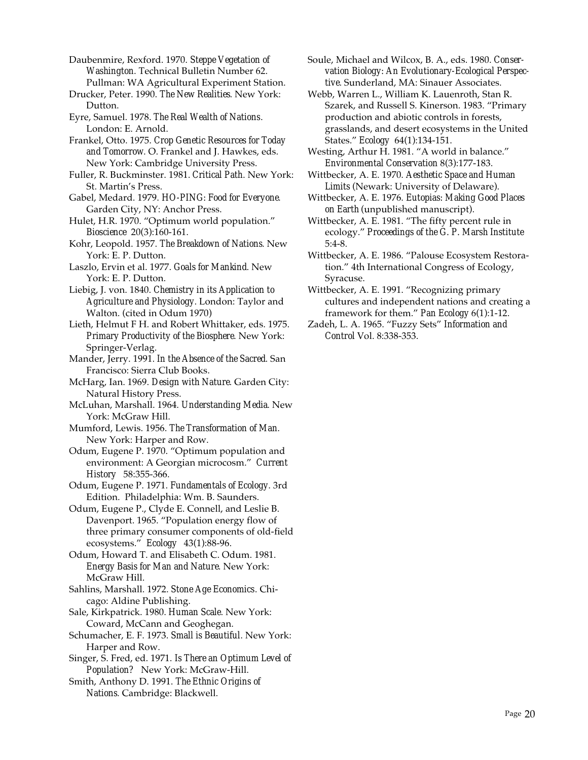Daubenmire, Rexford. 1970. *Steppe Vegetation of Washington.* Technical Bulletin Number 62. Pullman: WA Agricultural Experiment Station.

Drucker, Peter. 1990. *The New Realities.* New York: Dutton.

Eyre, Samuel. 1978. *The Real Wealth of Nations.* London: E. Arnold.

Frankel, Otto. 1975. *Crop Genetic Resources for Today and Tomorrow.* O. Frankel and J. Hawkes, eds. New York: Cambridge University Press.

Fuller, R. Buckminster. 1981. *Critical Path.* New York: St. Martin's Press.

Gabel, Medard. 1979. *HO-PING: Food for Everyone.* Garden City, NY: Anchor Press.

Hulet, H.R. 1970. "Optimum world population." *Bioscience* 20(3):160-161.

Kohr, Leopold. 1957. *The Breakdown of Nations.* New York: E. P. Dutton.

Laszlo, Ervin et al. 1977. *Goals for Mankind.* New York: E. P. Dutton.

Liebig, J. von. 1840. *Chemistry in its Application to Agriculture and Physiology.* London: Taylor and Walton. (cited in Odum 1970)

Lieth, Helmut F H. and Robert Whittaker, eds. 1975. *Primary Productivity of the Biosphere.* New York: Springer-Verlag.

Mander, Jerry. 1991. *In the Absence of the Sacred.* San Francisco: Sierra Club Books.

McHarg, Ian. 1969. *Design with Nature.* Garden City: Natural History Press.

McLuhan, Marshall. 1964. *Understanding Media.* New York: McGraw Hill.

Mumford, Lewis. 1956. *The Transformation of Man.* New York: Harper and Row.

Odum, Eugene P. 1970. "Optimum population and environment: A Georgian microcosm." *Current History* 58:355-366.

Odum, Eugene P. 1971. *Fundamentals of Ecology.* 3rd Edition. Philadelphia: Wm. B. Saunders.

Odum, Eugene P., Clyde E. Connell, and Leslie B. Davenport. 1965. "Population energy flow of three primary consumer components of old-field ecosystems." *Ecology* 43(1):88-96.

Odum, Howard T. and Elisabeth C. Odum. 1981. *Energy Basis for Man and Nature.* New York: McGraw Hill.

Sahlins, Marshall. 1972. *Stone Age Economics.* Chicago: Aldine Publishing.

Sale, Kirkpatrick. 1980. *Human Scale.* New York: Coward, McCann and Geoghegan.

Schumacher, E. F. 1973. *Small is Beautiful.* New York: Harper and Row.

Singer, S. Fred, ed. 1971. *Is There an Optimum Level of Population?* New York: McGraw-Hill.

Smith, Anthony D. 1991. *The Ethnic Origins of Nations.* Cambridge: Blackwell.

Soule, Michael and Wilcox, B. A., eds. 1980. *Conservation Biology: An Evolutionary-Ecological Perspective.* Sunderland, MA: Sinauer Associates.

Webb, Warren L., William K. Lauenroth, Stan R. Szarek, and Russell S. Kinerson. 1983. "Primary production and abiotic controls in forests, grasslands, and desert ecosystems in the United States." *Ecology* 64(1):134-151.

Westing, Arthur H. 1981. "A world in balance." *Environmental Conservation* 8(3):177-183.

Wittbecker, A. E. 1970. *Aesthetic Space and Human Limits* (Newark: University of Delaware).

Wittbecker, A. E. 1976. *Eutopias: Making Good Places on Earth* (unpublished manuscript).

Wittbecker, A. E. 1981. "The fifty percent rule in ecology." *Proceedings of the G. P. Marsh Institute* 5:4-8.

Wittbecker, A. E. 1986. "Palouse Ecosystem Restoration." 4th International Congress of Ecology, Syracuse.

Wittbecker, A. E. 1991. "Recognizing primary cultures and independent nations and creating a framework for them." *Pan Ecology* 6(1):1-12.

Zadeh, L. A. 1965. "Fuzzy Sets" *Information and Control* Vol. 8:338-353.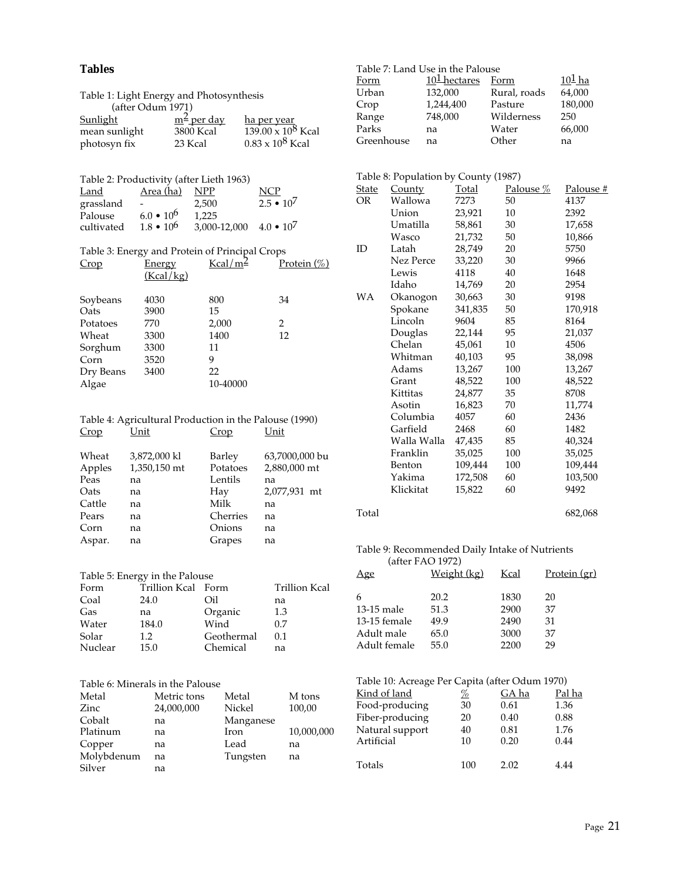## Tables

Table 1: Light Energy and Photosynthesis (after Odum 1971)

| Sunlight | $m^2$ per day | ha per year |
|---|---|---|
| mean sunlight | 3800 Kcal | $139.00 \times 10^8$ Kcal |
| photosyn fix | 23 Kcal | $0.83 \times 10^8$ Kcal |

Table 2: Productivity (after Lieth 1963)

| Land | Area (ha) | NPP | NCP |
|---|---|---|---|
| grassland | - | 2,500 | $2.5 \bullet 10^7$ |
| Palouse | $6.0 \bullet 10^6$ | 1,225 | |
| cultivated | $1.8 \bullet 10^6$ | 3,000-12,000 | $4.0 \bullet 10^7$ |

Table 3: Energy and Protein of Principal Crops

| Crop | Energy (Kcal/kg) | Kcal/$m^2$ | Protein (%) |
|---|---|---|---|
| Soybeans | 4030 | 800 | 34 |
| Oats | 3900 | 15 | |
| Potatoes | 770 | 2,000 | 2 |
| Wheat | 3300 | 1400 | 12 |
| Sorghum | 3300 | 11 | |
| Corn | 3520 | 9 | |
| Dry Beans | 3400 | 22 | |
| Algae | | 10-40000 | |

Table 4: Agricultural Production in the Palouse (1990)

| Crop | Unit | Crop | Unit |
|---|---|---|---|
| Wheat | 3,872,000 kl | Barley | 63,7000,000 bu |
| Apples | 1,350,150 mt | Potatoes | 2,880,000 mt |
| Peas | na | Lentils | na |
| Oats | na | Hay | 2,077,931 mt |
| Cattle | na | Milk | na |
| Pears | na | Cherries | na |
| Corn | na | Onions | na |
| Aspar. | na | Grapes | na |

Table 5: Energy in the Palouse

| Form | Trillion Kcal | Form | Trillion Kcal |
|---|---|---|---|
| Coal | 24.0 | Oil | na |
| Gas | na | Organic | 1.3 |
| Water | 184.0 | Wind | 0.7 |
| Solar | 1.2 | Geothermal | 0.1 |
| Nuclear | 15.0 | Chemical | na |

Table 6: Minerals in the Palouse

| Metal | Metric tons | Metal | M tons |
|---|---|---|---|
| Zinc | 24,000,000 | Nickel | 100,00 |
| Cobalt | na | Manganese | |
| Platinum | na | Iron | 10,000,000 |
| Copper | na | Lead | na |
| Molybdenum | na | Tungsten | na |
| Silver | na | | |

Table 7: Land Use in the Palouse

| Form | $10^1$ hectares | Form | $10^1$ ha |
|---|---|---|---|
| Urban | 132,000 | Rural, roads | 64,000 |
| Crop | 1,244,400 | Pasture | 180,000 |
| Range | 748,000 | Wilderness | 250 |
| Parks | na | Water | 66,000 |
| Greenhouse | na | Other | na |

Table 8: Population by County (1987)

| State | County | Total | Palouse % | Palouse # |
|---|---|---|---|---|
| OR | Wallowa | 7273 | 50 | 4137 |
| | Union | 23,921 | 10 | 2392 |
| | Umatilla | 58,861 | 30 | 17,658 |
| | Wasco | 21,732 | 50 | 10,866 |
| ID | Latah | 28,749 | 20 | 5750 |
| | Nez Perce | 33,220 | 30 | 9966 |
| | Lewis | 4118 | 40 | 1648 |
| | Idaho | 14,769 | 20 | 2954 |
| WA | Okanogon | 30,663 | 30 | 9198 |
| | Spokane | 341,835 | 50 | 170,918 |
| | Lincoln | 9604 | 85 | 8164 |
| | Douglas | 22,144 | 95 | 21,037 |
| | Chelan | 45,061 | 10 | 4506 |
| | Whitman | 40,103 | 95 | 38,098 |
| | Adams | 13,267 | 100 | 13,267 |
| | Grant | 48,522 | 100 | 48,522 |
| | Kittitas | 24,877 | 35 | 8708 |
| | Asotin | 16,823 | 70 | 11,774 |
| | Columbia | 4057 | 60 | 2436 |
| | Garfield | 2468 | 60 | 1482 |
| | Walla Walla | 47,435 | 85 | 40,324 |
| | Franklin | 35,025 | 100 | 35,025 |
| | Benton | 109,444 | 100 | 109,444 |
| | Yakima | 172,508 | 60 | 103,500 |
| | Klickitat | 15,822 | 60 | 9492 |
| Total | | | | 682,068 |

Table 9: Recommended Daily Intake of Nutrients (after FAO 1972)

| Age | Weight (kg) | Kcal | Protein (gr) |
|---|---|---|---|
| 6 | 20.2 | 1830 | 20 |
| 13-15 male | 51.3 | 2900 | 37 |
| 13-15 female | 49.9 | 2490 | 31 |
| Adult male | 65.0 | 3000 | 37 |
| Adult female | 55.0 | 2200 | 29 |

Table 10: Acreage Per Capita (after Odum 1970)

| Kind of land | % | GA ha | Pal ha |
|---|---|---|---|
| Food-producing | 30 | 0.61 | 1.36 |
| Fiber-producing | 20 | 0.40 | 0.88 |
| Natural support | 40 | 0.81 | 1.76 |
| Artificial | 10 | 0.20 | 0.44 |
| Totals | 100 | 2.02 | 4.44 |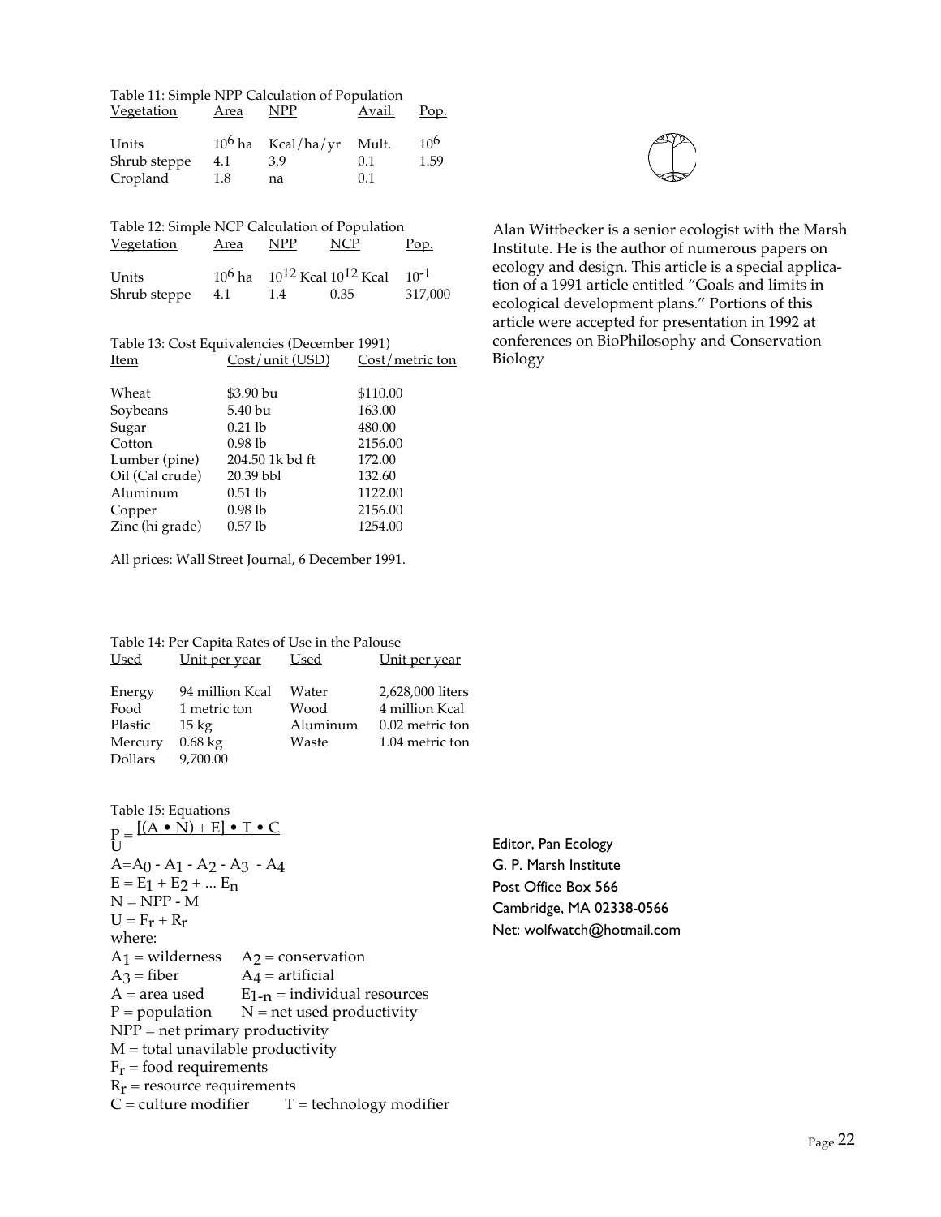Table 11: Simple NPP Calculation of Population

| Vegetation | Area | NPP | Avail. | Pop. |
| --- | --- | --- | --- | --- |
| Units | $10^6$ ha | Kcal/ha/yr | Mult. | $10^6$ |
| Shrub steppe | 4.1 | 3.9 | 0.1 | 1.59 |
| Cropland | 1.8 | na | 0.1 | |

Table 12: Simple NCP Calculation of Population

| Vegetation | Area | NPP | NCP | Pop. |
| --- | --- | --- | --- | --- |
| Units | $10^6$ ha | $10^{12}$ Kcal | $10^{12}$ Kcal | $10^{-1}$ |
| Shrub steppe | 4.1 | 1.4 | 0.35 | 317,000 |

Table 13: Cost Equivalencies (December 1991)

| Item | Cost/unit (USD) | Cost/metric ton |
| --- | --- | --- |
| Wheat | $3.90 bu | $110.00 |
| Soybeans | 5.40 bu | 163.00 |
| Sugar | 0.21 lb | 480.00 |
| Cotton | 0.98 lb | 2156.00 |
| Lumber (pine) | 204.50 1k bd ft | 172.00 |
| Oil (Cal crude) | 20.39 bbl | 132.60 |
| Aluminum | 0.51 lb | 1122.00 |
| Copper | 0.98 lb | 2156.00 |
| Zinc (hi grade) | 0.57 lb | 1254.00 |

All prices: Wall Street Journal, 6 December 1991.

Table 14: Per Capita Rates of Use in the Palouse

| Used | Unit per year | Used | Unit per year |
| --- | --- | --- | --- |
| Energy | 94 million Kcal | Water | 2,628,000 liters |
| Food | 1 metric ton | Wood | 4 million Kcal |
| Plastic | 15 kg | Aluminum | 0.02 metric ton |
| Mercury | 0.68 kg | Waste | 1.04 metric ton |
| Dollars | 9,700.00 | | |

Table 15: Equations

$$P = \frac{[(A \cdot N) + E] \cdot T \cdot C}{U}$$

$$A = A_0 - A_1 - A_2 - A_3 - A_4$$

$$E = E_1 + E_2 + \ldots E_n$$

$$N = NPP - M$$

$$U = F_r + R_r$$

where:

$A_1$ = wilderness $A_2$ = conservation
$A_3$ = fiber $A_4$ = artificial
$A$ = area used $E_{1-n}$ = individual resources
$P$ = population $N$ = net used productivity
NPP = net primary productivity
$M$ = total unavilable productivity
$F_r$ = food requirements
$R_r$ = resource requirements
$C$ = culture modifier $T$ = technology modifier

Alan Wittbecker is a senior ecologist with the Marsh Institute. He is the author of numerous papers on ecology and design. This article is a special application of a 1991 article entitled "Goals and limits in ecological development plans." Portions of this article were accepted for presentation in 1992 at conferences on BioPhilosophy and Conservation Biology

Editor, Pan Ecology
G. P. Marsh Institute
Post Office Box 566
Cambridge, MA 02338-0566
Net: wolfwatch@hotmail.com